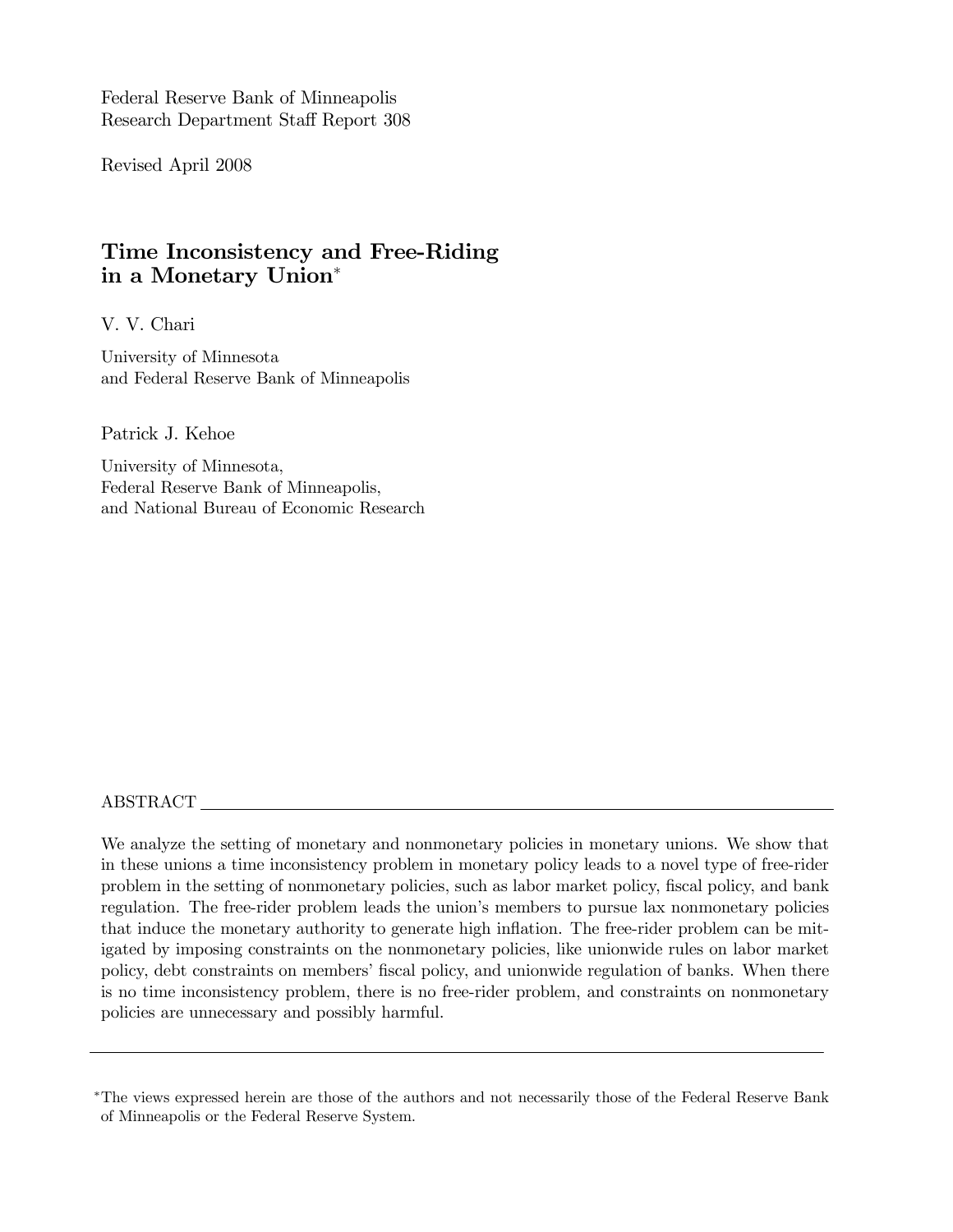Federal Reserve Bank of Minneapolis
Research Department Staff Report 308

Revised April 2008

# Time Inconsistency and Free-Riding in a Monetary Union*

V. V. Chari

University of Minnesota
and Federal Reserve Bank of Minneapolis

Patrick J. Kehoe

University of Minnesota,
Federal Reserve Bank of Minneapolis,
and National Bureau of Economic Research

ABSTRACT

We analyze the setting of monetary and nonmonetary policies in monetary unions. We show that in these unions a time inconsistency problem in monetary policy leads to a novel type of free-rider problem in the setting of nonmonetary policies, such as labor market policy, fiscal policy, and bank regulation. The free-rider problem leads the union's members to pursue lax nonmonetary policies that induce the monetary authority to generate high inflation. The free-rider problem can be mitigated by imposing constraints on the nonmonetary policies, like unionwide rules on labor market policy, debt constraints on members' fiscal policy, and unionwide regulation of banks. When there is no time inconsistency problem, there is no free-rider problem, and constraints on nonmonetary policies are unnecessary and possibly harmful.

*The views expressed herein are those of the authors and not necessarily those of the Federal Reserve Bank of Minneapolis or the Federal Reserve System.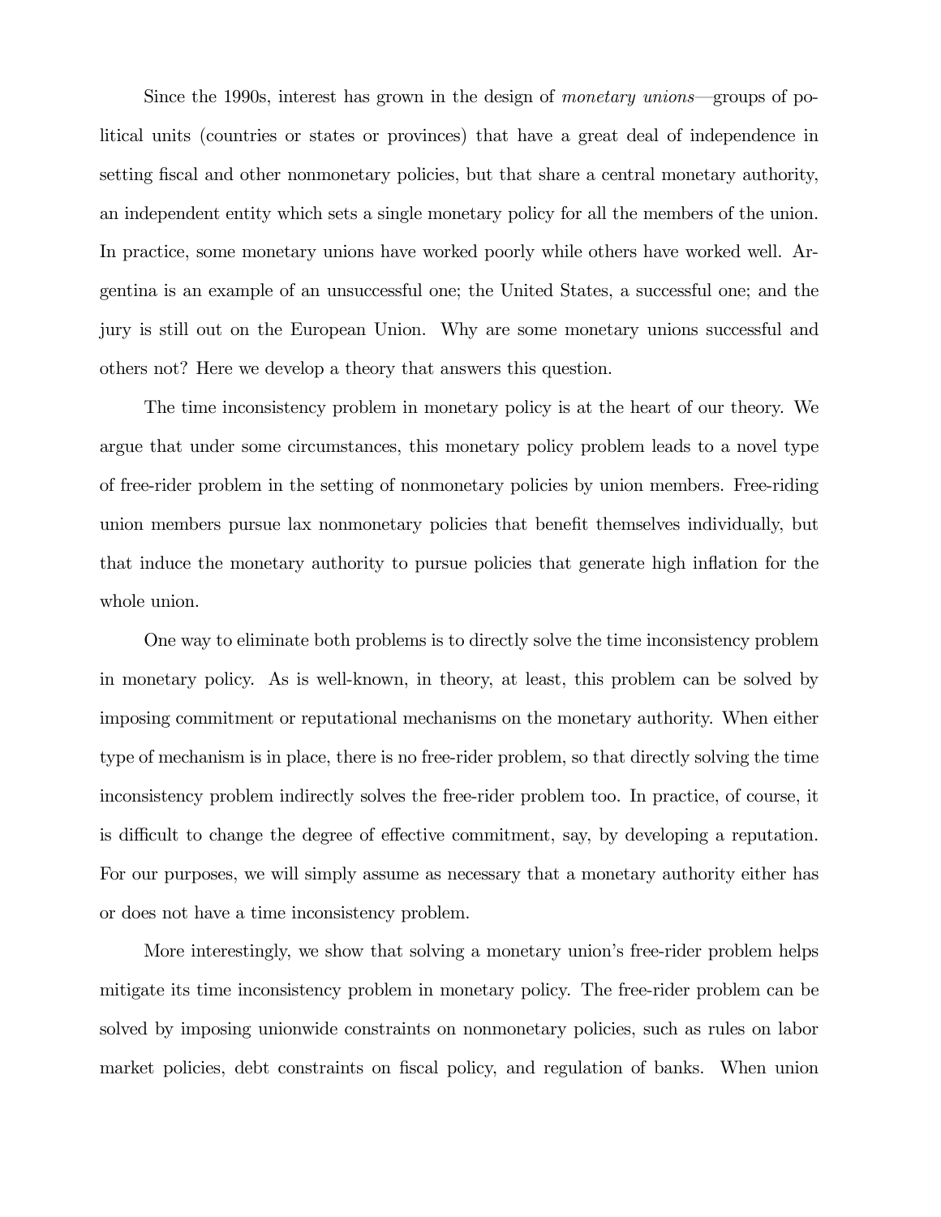Since the 1990s, interest has grown in the design of *monetary unions*—groups of political units (countries or states or provinces) that have a great deal of independence in setting fiscal and other nonmonetary policies, but that share a central monetary authority, an independent entity which sets a single monetary policy for all the members of the union. In practice, some monetary unions have worked poorly while others have worked well. Argentina is an example of an unsuccessful one; the United States, a successful one; and the jury is still out on the European Union. Why are some monetary unions successful and others not? Here we develop a theory that answers this question.

The time inconsistency problem in monetary policy is at the heart of our theory. We argue that under some circumstances, this monetary policy problem leads to a novel type of free-rider problem in the setting of nonmonetary policies by union members. Free-riding union members pursue lax nonmonetary policies that benefit themselves individually, but that induce the monetary authority to pursue policies that generate high inflation for the whole union.

One way to eliminate both problems is to directly solve the time inconsistency problem in monetary policy. As is well-known, in theory, at least, this problem can be solved by imposing commitment or reputational mechanisms on the monetary authority. When either type of mechanism is in place, there is no free-rider problem, so that directly solving the time inconsistency problem indirectly solves the free-rider problem too. In practice, of course, it is difficult to change the degree of effective commitment, say, by developing a reputation. For our purposes, we will simply assume as necessary that a monetary authority either has or does not have a time inconsistency problem.

More interestingly, we show that solving a monetary union's free-rider problem helps mitigate its time inconsistency problem in monetary policy. The free-rider problem can be solved by imposing unionwide constraints on nonmonetary policies, such as rules on labor market policies, debt constraints on fiscal policy, and regulation of banks. When union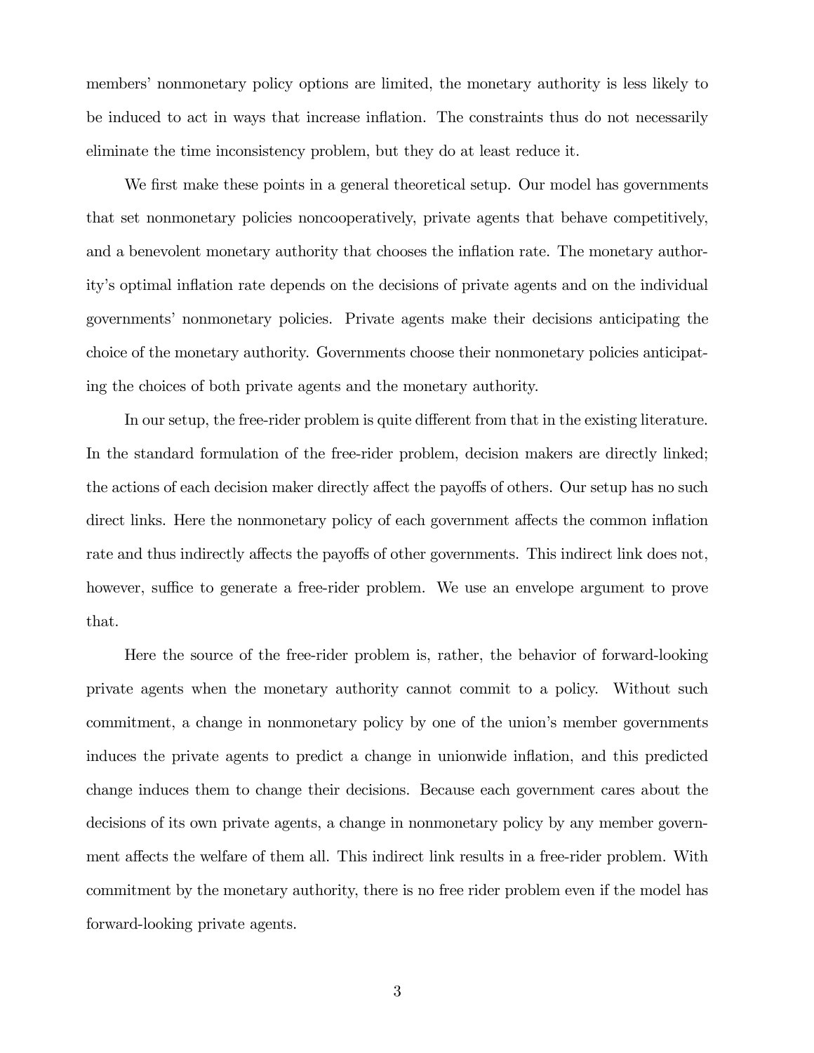members' nonmonetary policy options are limited, the monetary authority is less likely to be induced to act in ways that increase inflation. The constraints thus do not necessarily eliminate the time inconsistency problem, but they do at least reduce it.

We first make these points in a general theoretical setup. Our model has governments that set nonmonetary policies noncooperatively, private agents that behave competitively, and a benevolent monetary authority that chooses the inflation rate. The monetary authority's optimal inflation rate depends on the decisions of private agents and on the individual governments' nonmonetary policies. Private agents make their decisions anticipating the choice of the monetary authority. Governments choose their nonmonetary policies anticipating the choices of both private agents and the monetary authority.

In our setup, the free-rider problem is quite different from that in the existing literature. In the standard formulation of the free-rider problem, decision makers are directly linked; the actions of each decision maker directly affect the payoffs of others. Our setup has no such direct links. Here the nonmonetary policy of each government affects the common inflation rate and thus indirectly affects the payoffs of other governments. This indirect link does not, however, suffice to generate a free-rider problem. We use an envelope argument to prove that.

Here the source of the free-rider problem is, rather, the behavior of forward-looking private agents when the monetary authority cannot commit to a policy. Without such commitment, a change in nonmonetary policy by one of the union's member governments induces the private agents to predict a change in unionwide inflation, and this predicted change induces them to change their decisions. Because each government cares about the decisions of its own private agents, a change in nonmonetary policy by any member government affects the welfare of them all. This indirect link results in a free-rider problem. With commitment by the monetary authority, there is no free rider problem even if the model has forward-looking private agents.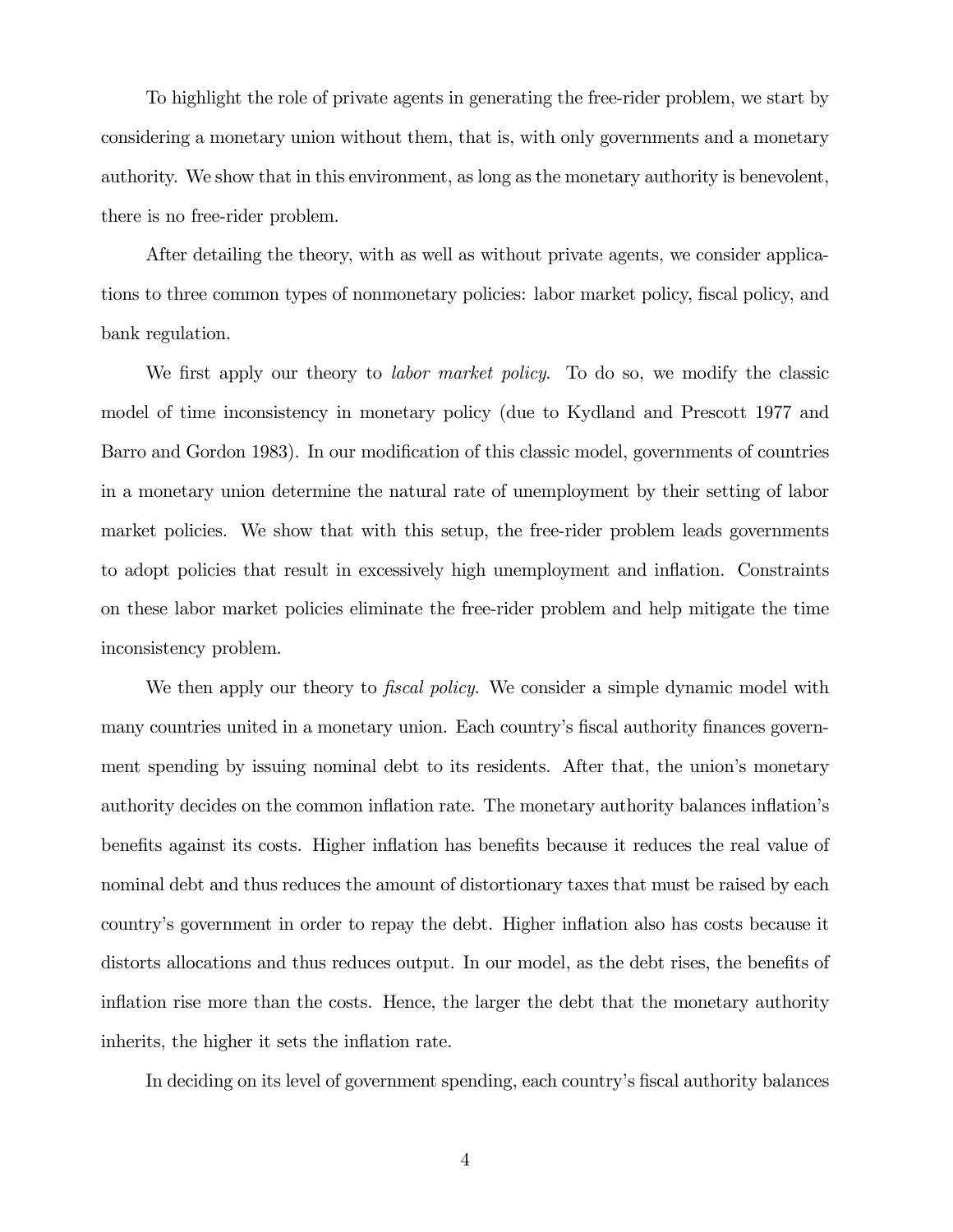To highlight the role of private agents in generating the free-rider problem, we start by considering a monetary union without them, that is, with only governments and a monetary authority. We show that in this environment, as long as the monetary authority is benevolent, there is no free-rider problem.

After detailing the theory, with as well as without private agents, we consider applications to three common types of nonmonetary policies: labor market policy, fiscal policy, and bank regulation.

We first apply our theory to *labor market policy*. To do so, we modify the classic model of time inconsistency in monetary policy (due to Kydland and Prescott 1977 and Barro and Gordon 1983). In our modification of this classic model, governments of countries in a monetary union determine the natural rate of unemployment by their setting of labor market policies. We show that with this setup, the free-rider problem leads governments to adopt policies that result in excessively high unemployment and inflation. Constraints on these labor market policies eliminate the free-rider problem and help mitigate the time inconsistency problem.

We then apply our theory to *fiscal policy*. We consider a simple dynamic model with many countries united in a monetary union. Each country's fiscal authority finances government spending by issuing nominal debt to its residents. After that, the union's monetary authority decides on the common inflation rate. The monetary authority balances inflation's benefits against its costs. Higher inflation has benefits because it reduces the real value of nominal debt and thus reduces the amount of distortionary taxes that must be raised by each country's government in order to repay the debt. Higher inflation also has costs because it distorts allocations and thus reduces output. In our model, as the debt rises, the benefits of inflation rise more than the costs. Hence, the larger the debt that the monetary authority inherits, the higher it sets the inflation rate.

In deciding on its level of government spending, each country's fiscal authority balances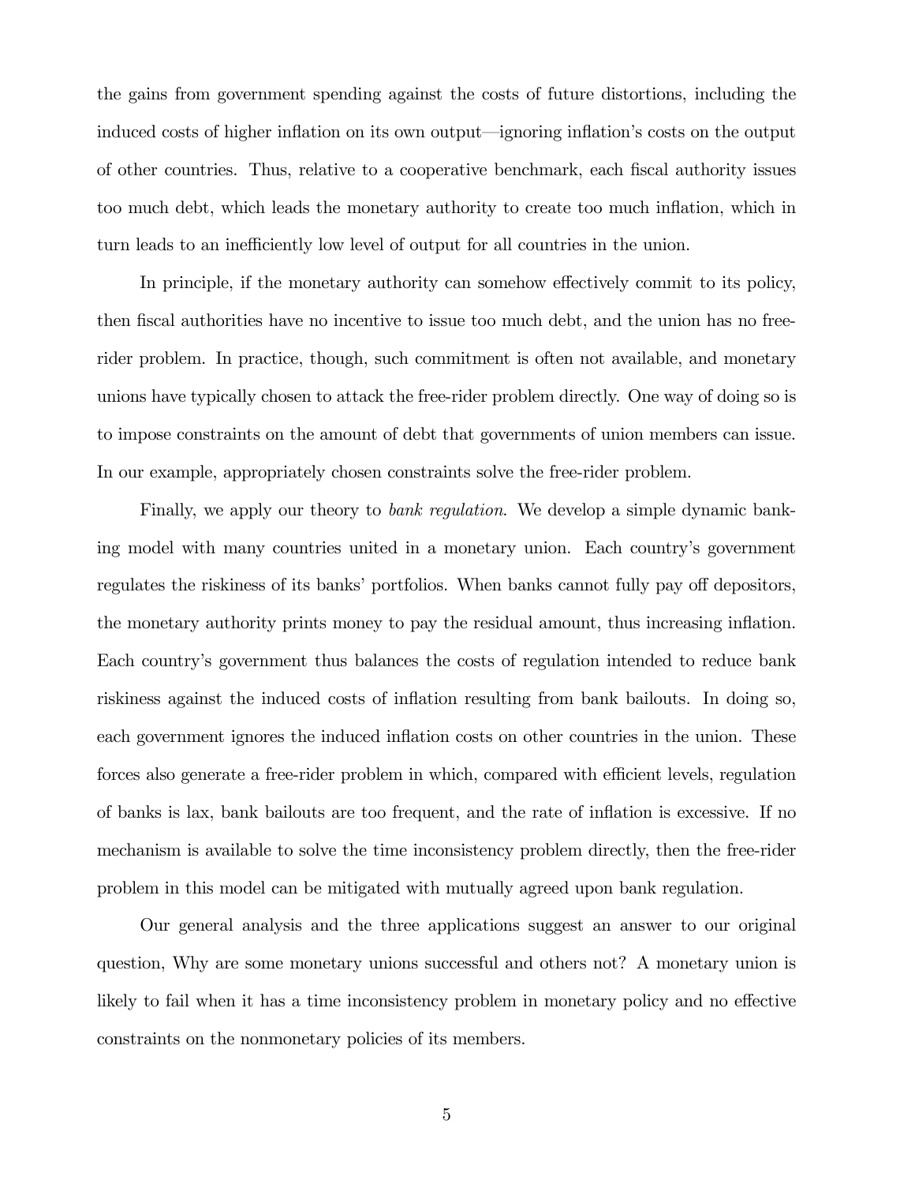the gains from government spending against the costs of future distortions, including the induced costs of higher inflation on its own output—ignoring inflation's costs on the output of other countries. Thus, relative to a cooperative benchmark, each fiscal authority issues too much debt, which leads the monetary authority to create too much inflation, which in turn leads to an inefficiently low level of output for all countries in the union.

In principle, if the monetary authority can somehow effectively commit to its policy, then fiscal authorities have no incentive to issue too much debt, and the union has no free-rider problem. In practice, though, such commitment is often not available, and monetary unions have typically chosen to attack the free-rider problem directly. One way of doing so is to impose constraints on the amount of debt that governments of union members can issue. In our example, appropriately chosen constraints solve the free-rider problem.

Finally, we apply our theory to *bank regulation*. We develop a simple dynamic banking model with many countries united in a monetary union. Each country's government regulates the riskiness of its banks' portfolios. When banks cannot fully pay off depositors, the monetary authority prints money to pay the residual amount, thus increasing inflation. Each country's government thus balances the costs of regulation intended to reduce bank riskiness against the induced costs of inflation resulting from bank bailouts. In doing so, each government ignores the induced inflation costs on other countries in the union. These forces also generate a free-rider problem in which, compared with efficient levels, regulation of banks is lax, bank bailouts are too frequent, and the rate of inflation is excessive. If no mechanism is available to solve the time inconsistency problem directly, then the free-rider problem in this model can be mitigated with mutually agreed upon bank regulation.

Our general analysis and the three applications suggest an answer to our original question, Why are some monetary unions successful and others not? A monetary union is likely to fail when it has a time inconsistency problem in monetary policy and no effective constraints on the nonmonetary policies of its members.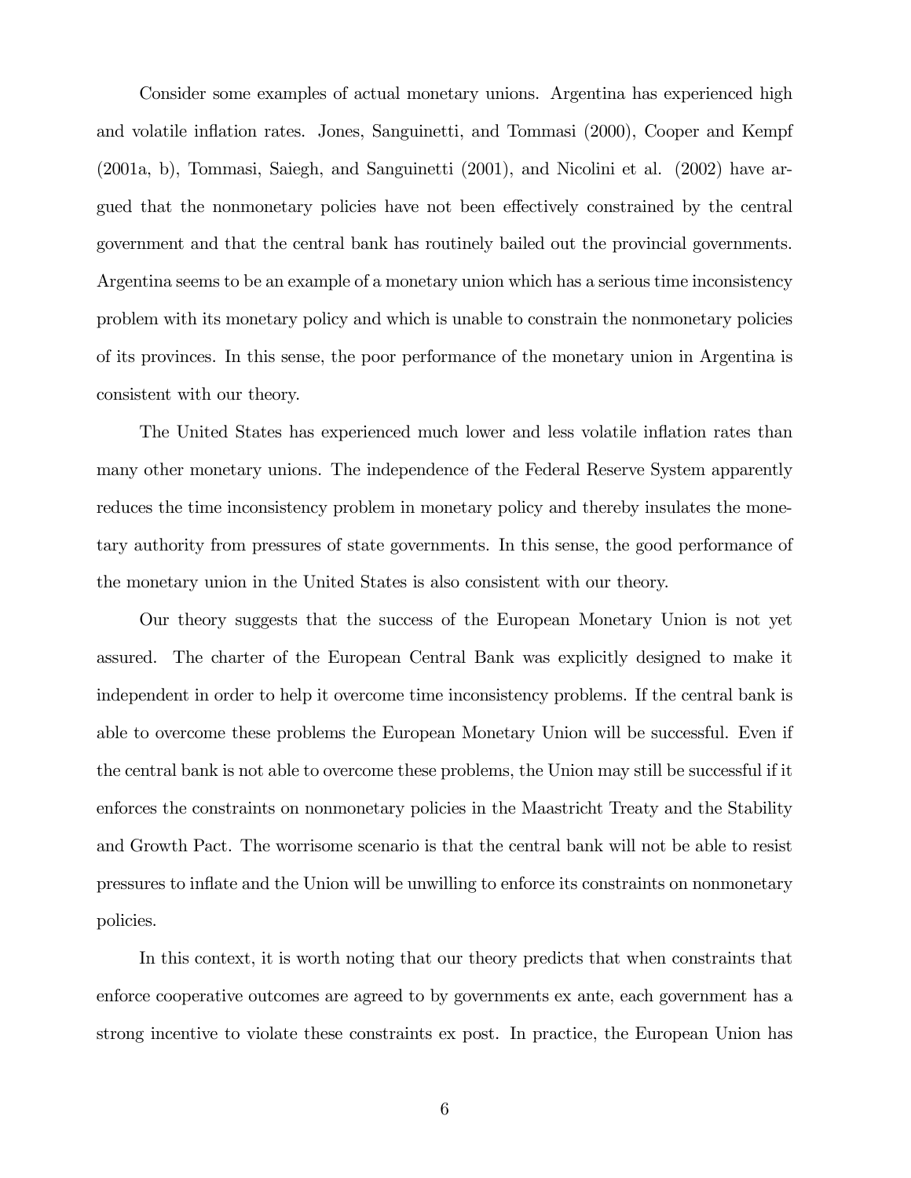Consider some examples of actual monetary unions. Argentina has experienced high and volatile inflation rates. Jones, Sanguinetti, and Tommasi (2000), Cooper and Kempf (2001a, b), Tommasi, Saiegh, and Sanguinetti (2001), and Nicolini et al. (2002) have argued that the nonmonetary policies have not been effectively constrained by the central government and that the central bank has routinely bailed out the provincial governments. Argentina seems to be an example of a monetary union which has a serious time inconsistency problem with its monetary policy and which is unable to constrain the nonmonetary policies of its provinces. In this sense, the poor performance of the monetary union in Argentina is consistent with our theory.

The United States has experienced much lower and less volatile inflation rates than many other monetary unions. The independence of the Federal Reserve System apparently reduces the time inconsistency problem in monetary policy and thereby insulates the monetary authority from pressures of state governments. In this sense, the good performance of the monetary union in the United States is also consistent with our theory.

Our theory suggests that the success of the European Monetary Union is not yet assured. The charter of the European Central Bank was explicitly designed to make it independent in order to help it overcome time inconsistency problems. If the central bank is able to overcome these problems the European Monetary Union will be successful. Even if the central bank is not able to overcome these problems, the Union may still be successful if it enforces the constraints on nonmonetary policies in the Maastricht Treaty and the Stability and Growth Pact. The worrisome scenario is that the central bank will not be able to resist pressures to inflate and the Union will be unwilling to enforce its constraints on nonmonetary policies.

In this context, it is worth noting that our theory predicts that when constraints that enforce cooperative outcomes are agreed to by governments ex ante, each government has a strong incentive to violate these constraints ex post. In practice, the European Union has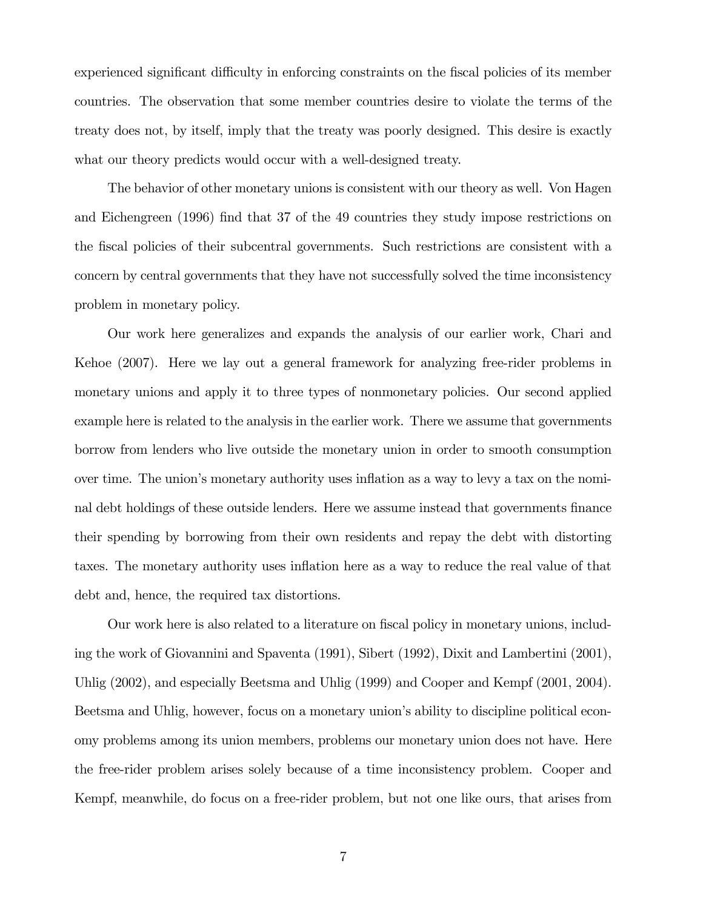experienced significant difficulty in enforcing constraints on the fiscal policies of its member countries. The observation that some member countries desire to violate the terms of the treaty does not, by itself, imply that the treaty was poorly designed. This desire is exactly what our theory predicts would occur with a well-designed treaty.

The behavior of other monetary unions is consistent with our theory as well. Von Hagen and Eichengreen (1996) find that 37 of the 49 countries they study impose restrictions on the fiscal policies of their subcentral governments. Such restrictions are consistent with a concern by central governments that they have not successfully solved the time inconsistency problem in monetary policy.

Our work here generalizes and expands the analysis of our earlier work, Chari and Kehoe (2007). Here we lay out a general framework for analyzing free-rider problems in monetary unions and apply it to three types of nonmonetary policies. Our second applied example here is related to the analysis in the earlier work. There we assume that governments borrow from lenders who live outside the monetary union in order to smooth consumption over time. The union's monetary authority uses inflation as a way to levy a tax on the nominal debt holdings of these outside lenders. Here we assume instead that governments finance their spending by borrowing from their own residents and repay the debt with distorting taxes. The monetary authority uses inflation here as a way to reduce the real value of that debt and, hence, the required tax distortions.

Our work here is also related to a literature on fiscal policy in monetary unions, including the work of Giovannini and Spaventa (1991), Sibert (1992), Dixit and Lambertini (2001), Uhlig (2002), and especially Beetsma and Uhlig (1999) and Cooper and Kempf (2001, 2004). Beetsma and Uhlig, however, focus on a monetary union's ability to discipline political economy problems among its union members, problems our monetary union does not have. Here the free-rider problem arises solely because of a time inconsistency problem. Cooper and Kempf, meanwhile, do focus on a free-rider problem, but not one like ours, that arises from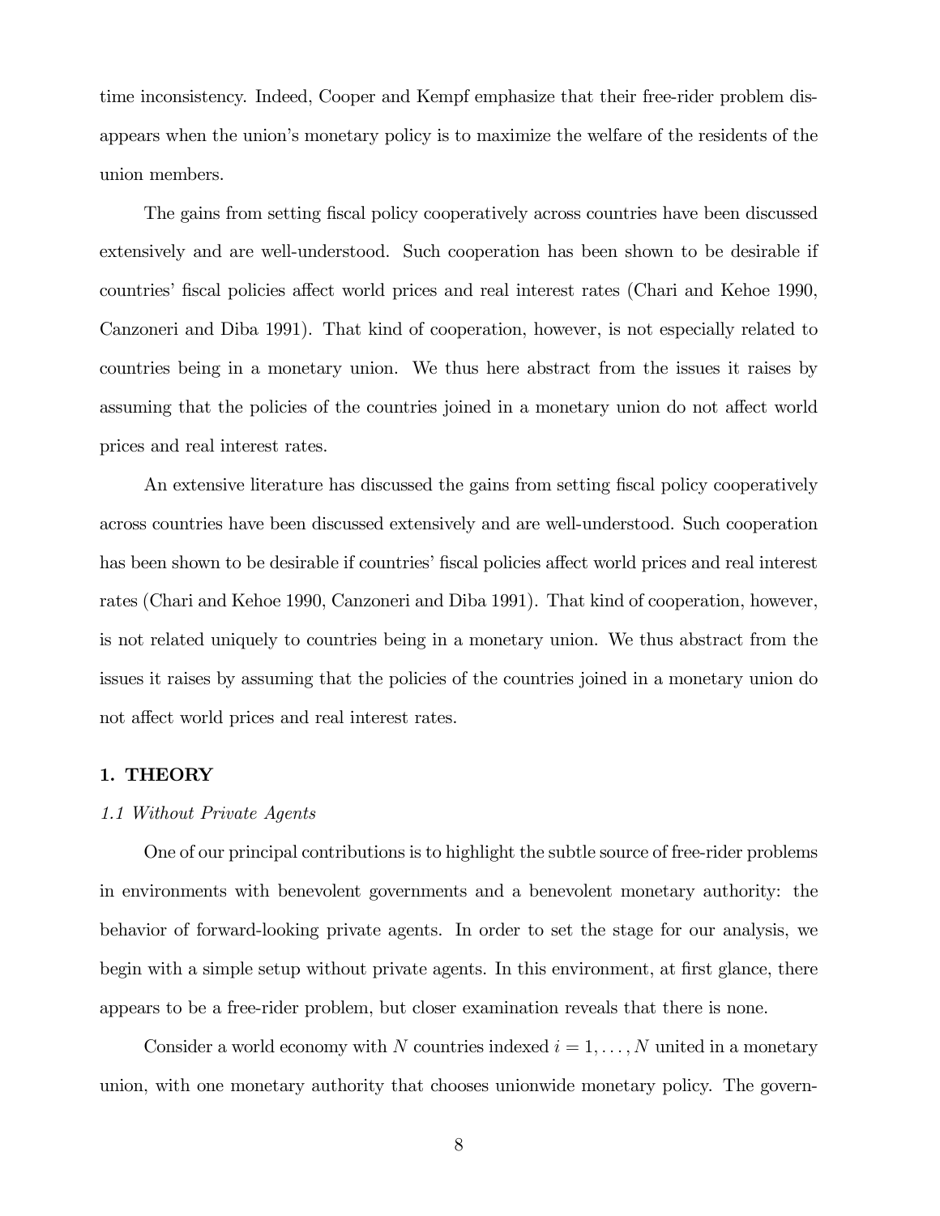time inconsistency. Indeed, Cooper and Kempf emphasize that their free-rider problem disappears when the union's monetary policy is to maximize the welfare of the residents of the union members.

The gains from setting fiscal policy cooperatively across countries have been discussed extensively and are well-understood. Such cooperation has been shown to be desirable if countries' fiscal policies affect world prices and real interest rates (Chari and Kehoe 1990, Canzoneri and Diba 1991). That kind of cooperation, however, is not especially related to countries being in a monetary union. We thus here abstract from the issues it raises by assuming that the policies of the countries joined in a monetary union do not affect world prices and real interest rates.

An extensive literature has discussed the gains from setting fiscal policy cooperatively across countries have been discussed extensively and are well-understood. Such cooperation has been shown to be desirable if countries' fiscal policies affect world prices and real interest rates (Chari and Kehoe 1990, Canzoneri and Diba 1991). That kind of cooperation, however, is not related uniquely to countries being in a monetary union. We thus abstract from the issues it raises by assuming that the policies of the countries joined in a monetary union do not affect world prices and real interest rates.

## 1. THEORY

### *1.1 Without Private Agents*

One of our principal contributions is to highlight the subtle source of free-rider problems in environments with benevolent governments and a benevolent monetary authority: the behavior of forward-looking private agents. In order to set the stage for our analysis, we begin with a simple setup without private agents. In this environment, at first glance, there appears to be a free-rider problem, but closer examination reveals that there is none.

Consider a world economy with $N$ countries indexed $i = 1, \ldots, N$ united in a monetary union, with one monetary authority that chooses unionwide monetary policy. The govern-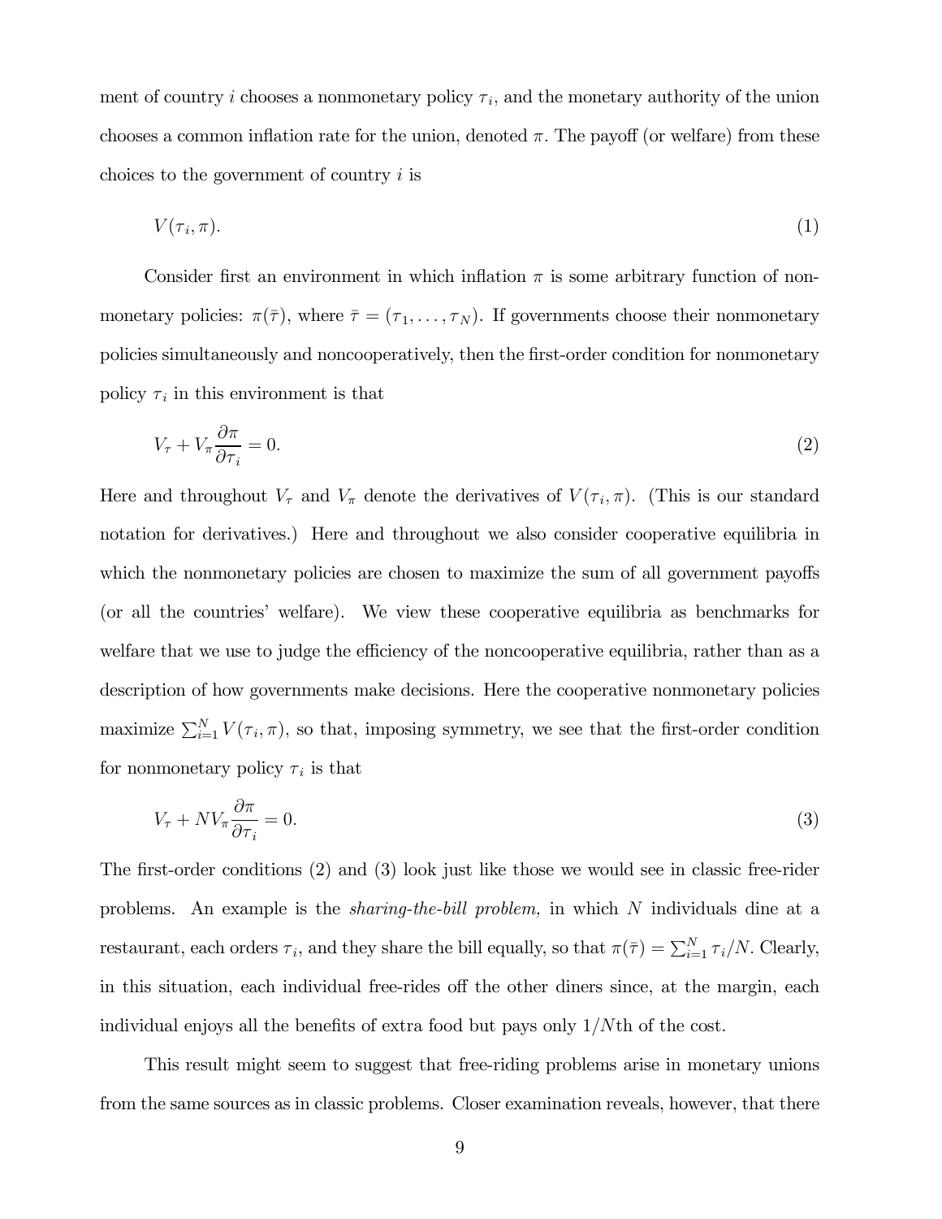ment of country $i$ chooses a nonmonetary policy $\tau_i$, and the monetary authority of the union chooses a common inflation rate for the union, denoted $\pi$. The payoff (or welfare) from these choices to the government of country $i$ is

$$V(\tau_i, \pi). \tag{1}$$

Consider first an environment in which inflation $\pi$ is some arbitrary function of nonmonetary policies: $\pi(\bar{\tau})$, where $\bar{\tau} = (\tau_1, \ldots, \tau_N)$. If governments choose their nonmonetary policies simultaneously and noncooperatively, then the first-order condition for nonmonetary policy $\tau_i$ in this environment is that

$$V_\tau + V_\pi \frac{\partial \pi}{\partial \tau_i} = 0. \tag{2}$$

Here and throughout $V_\tau$ and $V_\pi$ denote the derivatives of $V(\tau_i, \pi)$. (This is our standard notation for derivatives.) Here and throughout we also consider cooperative equilibria in which the nonmonetary policies are chosen to maximize the sum of all government payoffs (or all the countries' welfare). We view these cooperative equilibria as benchmarks for welfare that we use to judge the efficiency of the noncooperative equilibria, rather than as a description of how governments make decisions. Here the cooperative nonmonetary policies maximize $\sum_{i=1}^{N} V(\tau_i, \pi)$, so that, imposing symmetry, we see that the first-order condition for nonmonetary policy $\tau_i$ is that

$$V_\tau + N V_\pi \frac{\partial \pi}{\partial \tau_i} = 0. \tag{3}$$

The first-order conditions (2) and (3) look just like those we would see in classic free-rider problems. An example is the *sharing-the-bill problem,* in which $N$ individuals dine at a restaurant, each orders $\tau_i$, and they share the bill equally, so that $\pi(\bar{\tau}) = \sum_{i=1}^{N} \tau_i / N$. Clearly, in this situation, each individual free-rides off the other diners since, at the margin, each individual enjoys all the benefits of extra food but pays only $1/N$th of the cost.

This result might seem to suggest that free-riding problems arise in monetary unions from the same sources as in classic problems. Closer examination reveals, however, that there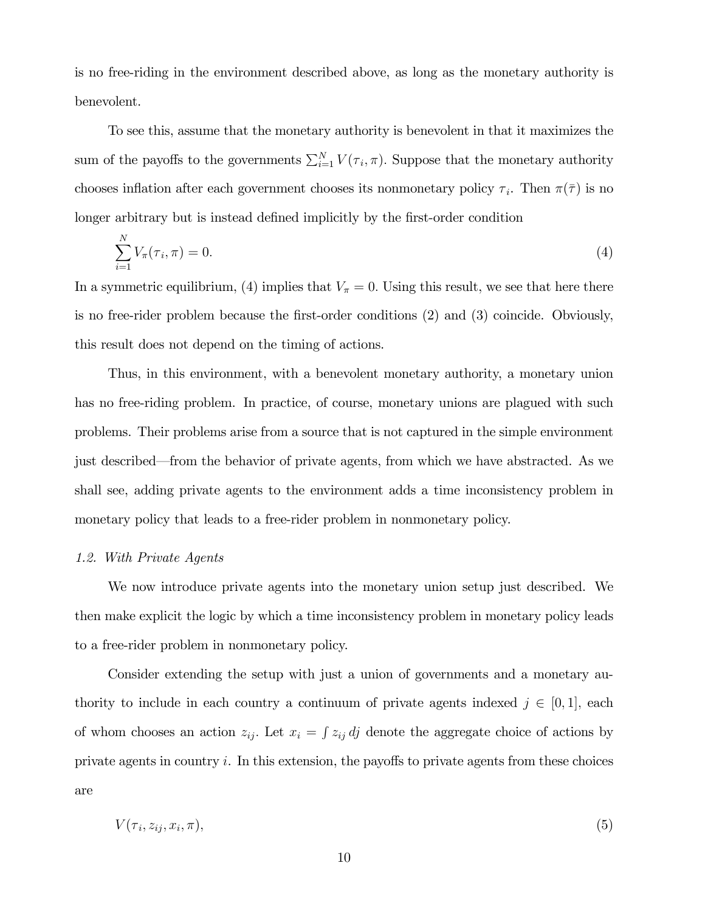is no free-riding in the environment described above, as long as the monetary authority is benevolent.

To see this, assume that the monetary authority is benevolent in that it maximizes the sum of the payoffs to the governments $\sum_{i=1}^{N} V(\tau_i, \pi)$. Suppose that the monetary authority chooses inflation after each government chooses its nonmonetary policy $\tau_i$. Then $\pi(\bar{\tau})$ is no longer arbitrary but is instead defined implicitly by the first-order condition

$$\sum_{i=1}^{N} V_\pi(\tau_i, \pi) = 0. \tag{4}$$

In a symmetric equilibrium, (4) implies that $V_\pi = 0$. Using this result, we see that here there is no free-rider problem because the first-order conditions (2) and (3) coincide. Obviously, this result does not depend on the timing of actions.

Thus, in this environment, with a benevolent monetary authority, a monetary union has no free-riding problem. In practice, of course, monetary unions are plagued with such problems. Their problems arise from a source that is not captured in the simple environment just described—from the behavior of private agents, from which we have abstracted. As we shall see, adding private agents to the environment adds a time inconsistency problem in monetary policy that leads to a free-rider problem in nonmonetary policy.

*1.2. With Private Agents*

We now introduce private agents into the monetary union setup just described. We then make explicit the logic by which a time inconsistency problem in monetary policy leads to a free-rider problem in nonmonetary policy.

Consider extending the setup with just a union of governments and a monetary authority to include in each country a continuum of private agents indexed $j \in [0, 1]$, each of whom chooses an action $z_{ij}$. Let $x_i = \int z_{ij}\, dj$ denote the aggregate choice of actions by private agents in country $i$. In this extension, the payoffs to private agents from these choices are

$$V(\tau_i, z_{ij}, x_i, \pi), \tag{5}$$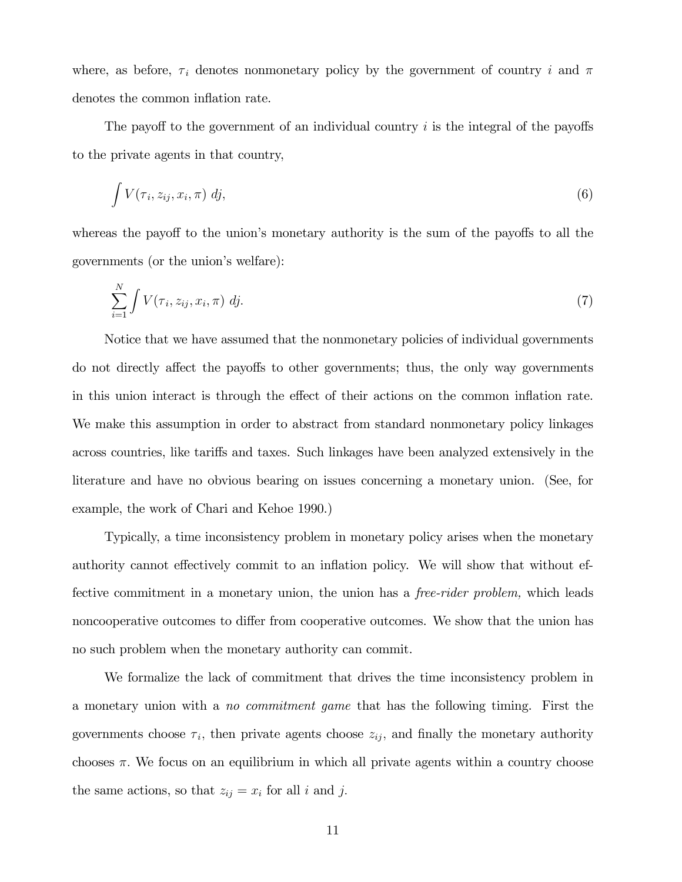where, as before, $\tau_i$ denotes nonmonetary policy by the government of country $i$ and $\pi$ denotes the common inflation rate.

The payoff to the government of an individual country $i$ is the integral of the payoffs to the private agents in that country,

$$\int V(\tau_i, z_{ij}, x_i, \pi)\; dj, \tag{6}$$

whereas the payoff to the union's monetary authority is the sum of the payoffs to all the governments (or the union's welfare):

$$\sum_{i=1}^{N} \int V(\tau_i, z_{ij}, x_i, \pi)\; dj. \tag{7}$$

Notice that we have assumed that the nonmonetary policies of individual governments do not directly affect the payoffs to other governments; thus, the only way governments in this union interact is through the effect of their actions on the common inflation rate. We make this assumption in order to abstract from standard nonmonetary policy linkages across countries, like tariffs and taxes. Such linkages have been analyzed extensively in the literature and have no obvious bearing on issues concerning a monetary union. (See, for example, the work of Chari and Kehoe 1990.)

Typically, a time inconsistency problem in monetary policy arises when the monetary authority cannot effectively commit to an inflation policy. We will show that without effective commitment in a monetary union, the union has a *free-rider problem,* which leads noncooperative outcomes to differ from cooperative outcomes. We show that the union has no such problem when the monetary authority can commit.

We formalize the lack of commitment that drives the time inconsistency problem in a monetary union with a *no commitment game* that has the following timing. First the governments choose $\tau_i$, then private agents choose $z_{ij}$, and finally the monetary authority chooses $\pi$. We focus on an equilibrium in which all private agents within a country choose the same actions, so that $z_{ij} = x_i$ for all $i$ and $j$.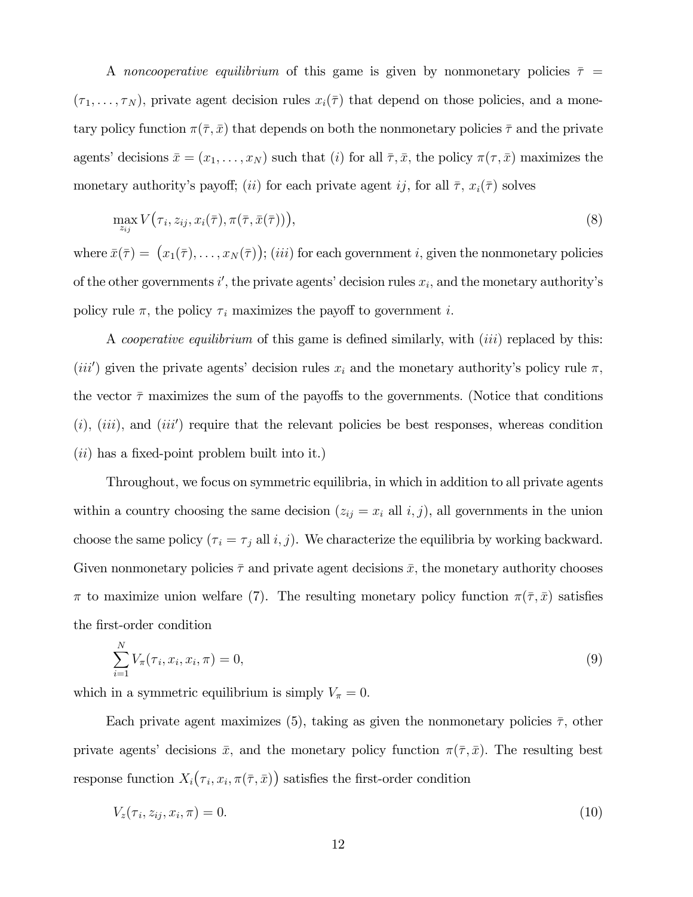A *noncooperative equilibrium* of this game is given by nonmonetary policies $\bar{\tau} = (\tau_1, \ldots, \tau_N)$, private agent decision rules $x_i(\bar{\tau})$ that depend on those policies, and a monetary policy function $\pi(\bar{\tau}, \bar{x})$ that depends on both the nonmonetary policies $\bar{\tau}$ and the private agents' decisions $\bar{x} = (x_1, \ldots, x_N)$ such that $(i)$ for all $\bar{\tau}, \bar{x}$, the policy $\pi(\tau, \bar{x})$ maximizes the monetary authority's payoff; $(ii)$ for each private agent $ij$, for all $\bar{\tau}$, $x_i(\bar{\tau})$ solves

$$\max_{z_{ij}} V\big(\tau_i, z_{ij}, x_i(\bar{\tau}), \pi(\bar{\tau}, \bar{x}(\bar{\tau}))\big), \tag{8}$$

where $\bar{x}(\bar{\tau}) = \big(x_1(\bar{\tau}), \ldots, x_N(\bar{\tau})\big)$; $(iii)$ for each government $i$, given the nonmonetary policies of the other governments $i'$, the private agents' decision rules $x_i$, and the monetary authority's policy rule $\pi$, the policy $\tau_i$ maximizes the payoff to government $i$.

A *cooperative equilibrium* of this game is defined similarly, with $(iii)$ replaced by this: $(iii')$ given the private agents' decision rules $x_i$ and the monetary authority's policy rule $\pi$, the vector $\bar{\tau}$ maximizes the sum of the payoffs to the governments. (Notice that conditions $(i)$, $(iii)$, and $(iii')$ require that the relevant policies be best responses, whereas condition $(ii)$ has a fixed-point problem built into it.)

Throughout, we focus on symmetric equilibria, in which in addition to all private agents within a country choosing the same decision ($z_{ij} = x_i$ all $i, j$), all governments in the union choose the same policy ($\tau_i = \tau_j$ all $i, j$). We characterize the equilibria by working backward. Given nonmonetary policies $\bar{\tau}$ and private agent decisions $\bar{x}$, the monetary authority chooses $\pi$ to maximize union welfare (7). The resulting monetary policy function $\pi(\bar{\tau}, \bar{x})$ satisfies the first-order condition

$$\sum_{i=1}^{N} V_\pi(\tau_i, x_i, x_i, \pi) = 0, \tag{9}$$

which in a symmetric equilibrium is simply $V_\pi = 0$.

Each private agent maximizes (5), taking as given the nonmonetary policies $\bar{\tau}$, other private agents' decisions $\bar{x}$, and the monetary policy function $\pi(\bar{\tau}, \bar{x})$. The resulting best response function $X_i\big(\tau_i, x_i, \pi(\bar{\tau}, \bar{x})\big)$ satisfies the first-order condition

$$V_z(\tau_i, z_{ij}, x_i, \pi) = 0. \tag{10}$$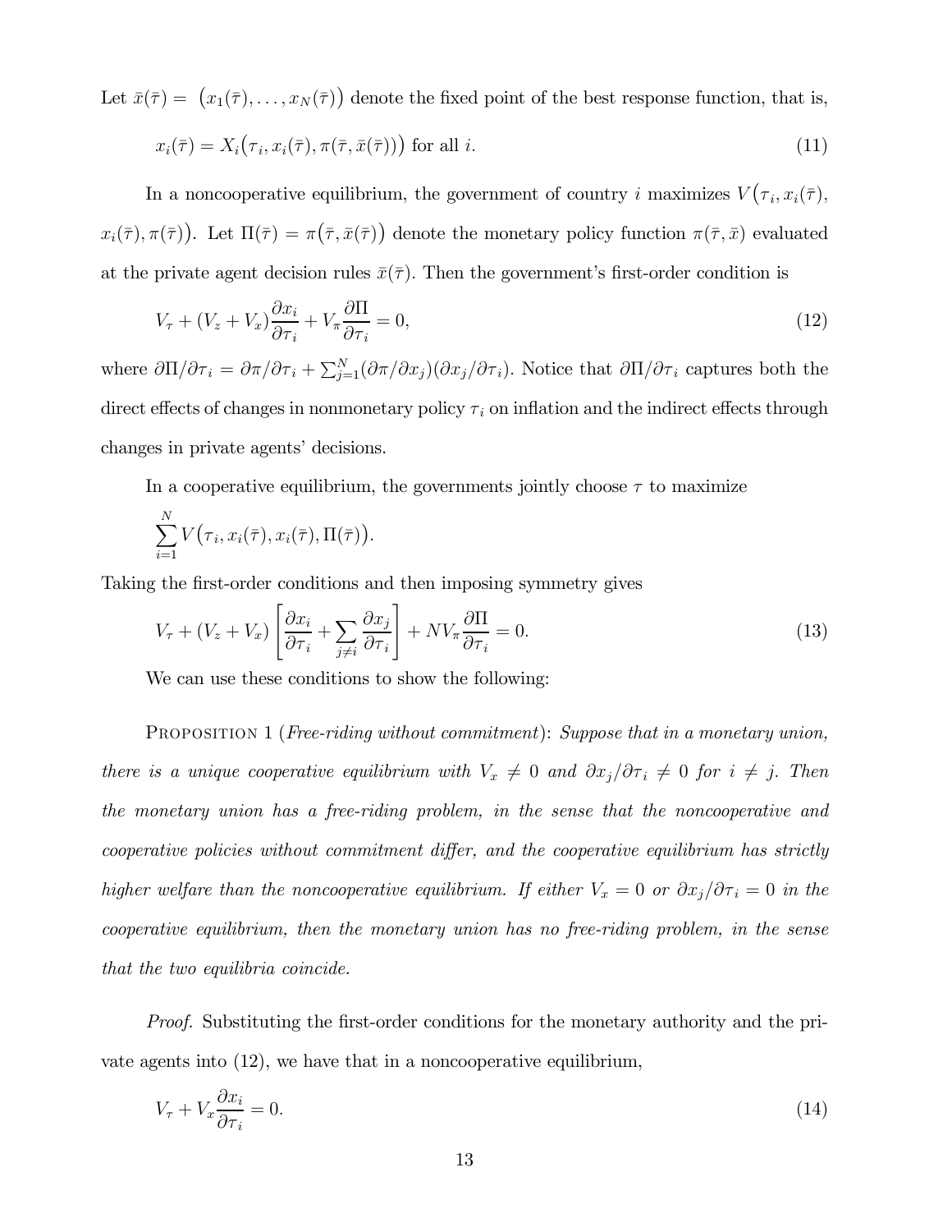Let $\bar{x}(\bar{\tau}) = \big(x_1(\bar{\tau}), \ldots, x_N(\bar{\tau})\big)$ denote the fixed point of the best response function, that is,

$$x_i(\bar{\tau}) = X_i\big(\tau_i, x_i(\bar{\tau}), \pi(\bar{\tau}, \bar{x}(\bar{\tau}))\big) \text{ for all } i. \tag{11}$$

In a noncooperative equilibrium, the government of country $i$ maximizes $V\big(\tau_i, x_i(\bar{\tau}), x_i(\bar{\tau}), \pi(\bar{\tau})\big)$. Let $\Pi(\bar{\tau}) = \pi\big(\bar{\tau}, \bar{x}(\bar{\tau})\big)$ denote the monetary policy function $\pi(\bar{\tau}, \bar{x})$ evaluated at the private agent decision rules $\bar{x}(\bar{\tau})$. Then the government's first-order condition is

$$V_\tau + (V_z + V_x)\frac{\partial x_i}{\partial \tau_i} + V_\pi \frac{\partial \Pi}{\partial \tau_i} = 0, \tag{12}$$

where $\partial \Pi / \partial \tau_i = \partial \pi / \partial \tau_i + \sum_{j=1}^{N} (\partial \pi / \partial x_j)(\partial x_j / \partial \tau_i)$. Notice that $\partial \Pi / \partial \tau_i$ captures both the direct effects of changes in nonmonetary policy $\tau_i$ on inflation and the indirect effects through changes in private agents' decisions.

In a cooperative equilibrium, the governments jointly choose $\tau$ to maximize

$$\sum_{i=1}^{N} V\big(\tau_i, x_i(\bar{\tau}), x_i(\bar{\tau}), \Pi(\bar{\tau})\big).$$

Taking the first-order conditions and then imposing symmetry gives

$$V_\tau + (V_z + V_x)\left[\frac{\partial x_i}{\partial \tau_i} + \sum_{j \neq i} \frac{\partial x_j}{\partial \tau_i}\right] + N V_\pi \frac{\partial \Pi}{\partial \tau_i} = 0. \tag{13}$$

We can use these conditions to show the following:

Proposition 1 (*Free-riding without commitment*): *Suppose that in a monetary union, there is a unique cooperative equilibrium with $V_x \neq 0$ and $\partial x_j / \partial \tau_i \neq 0$ for $i \neq j$. Then the monetary union has a free-riding problem, in the sense that the noncooperative and cooperative policies without commitment differ, and the cooperative equilibrium has strictly higher welfare than the noncooperative equilibrium. If either $V_x = 0$ or $\partial x_j / \partial \tau_i = 0$ in the cooperative equilibrium, then the monetary union has no free-riding problem, in the sense that the two equilibria coincide.*

*Proof.* Substituting the first-order conditions for the monetary authority and the private agents into (12), we have that in a noncooperative equilibrium,

$$V_\tau + V_x \frac{\partial x_i}{\partial \tau_i} = 0. \tag{14}$$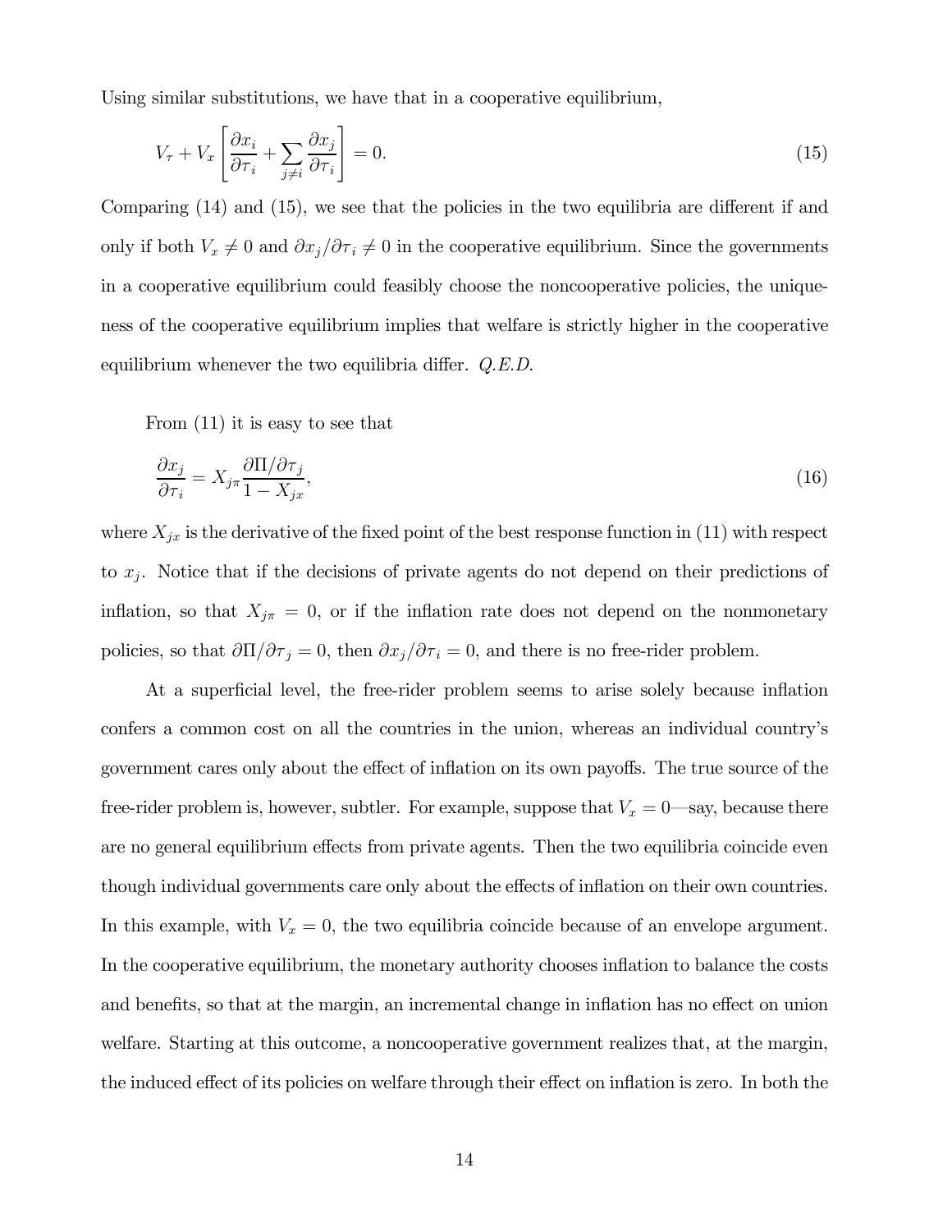Using similar substitutions, we have that in a cooperative equilibrium,

$$V_\tau + V_x \left[ \frac{\partial x_i}{\partial \tau_i} + \sum_{j \neq i} \frac{\partial x_j}{\partial \tau_i} \right] = 0. \tag{15}$$

Comparing (14) and (15), we see that the policies in the two equilibria are different if and only if both $V_x \neq 0$ and $\partial x_j / \partial \tau_i \neq 0$ in the cooperative equilibrium. Since the governments in a cooperative equilibrium could feasibly choose the noncooperative policies, the uniqueness of the cooperative equilibrium implies that welfare is strictly higher in the cooperative equilibrium whenever the two equilibria differ. *Q.E.D.*

From (11) it is easy to see that

$$\frac{\partial x_j}{\partial \tau_i} = X_{j\pi} \frac{\partial \Pi / \partial \tau_j}{1 - X_{jx}}, \tag{16}$$

where $X_{jx}$ is the derivative of the fixed point of the best response function in (11) with respect to $x_j$. Notice that if the decisions of private agents do not depend on their predictions of inflation, so that $X_{j\pi} = 0$, or if the inflation rate does not depend on the nonmonetary policies, so that $\partial \Pi / \partial \tau_j = 0$, then $\partial x_j / \partial \tau_i = 0$, and there is no free-rider problem.

At a superficial level, the free-rider problem seems to arise solely because inflation confers a common cost on all the countries in the union, whereas an individual country's government cares only about the effect of inflation on its own payoffs. The true source of the free-rider problem is, however, subtler. For example, suppose that $V_x = 0$—say, because there are no general equilibrium effects from private agents. Then the two equilibria coincide even though individual governments care only about the effects of inflation on their own countries. In this example, with $V_x = 0$, the two equilibria coincide because of an envelope argument. In the cooperative equilibrium, the monetary authority chooses inflation to balance the costs and benefits, so that at the margin, an incremental change in inflation has no effect on union welfare. Starting at this outcome, a noncooperative government realizes that, at the margin, the induced effect of its policies on welfare through their effect on inflation is zero. In both the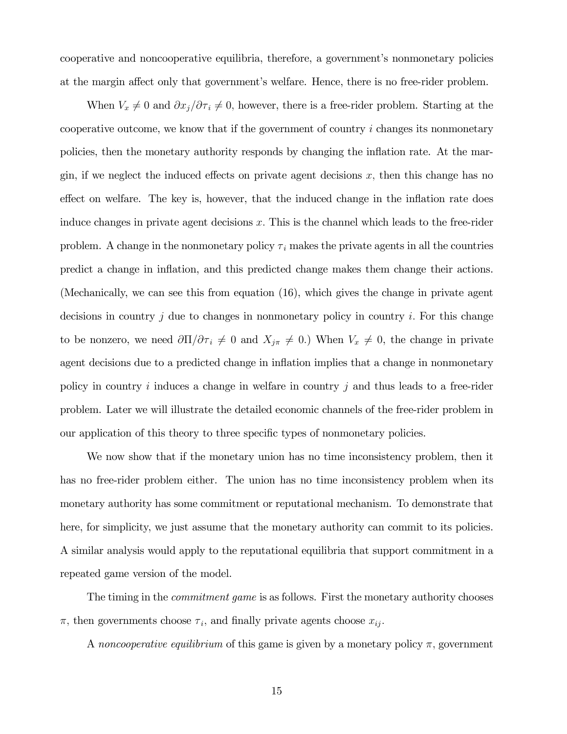cooperative and noncooperative equilibria, therefore, a government's nonmonetary policies at the margin affect only that government's welfare. Hence, there is no free-rider problem.

When $V_x \neq 0$ and $\partial x_j / \partial \tau_i \neq 0$, however, there is a free-rider problem. Starting at the cooperative outcome, we know that if the government of country $i$ changes its nonmonetary policies, then the monetary authority responds by changing the inflation rate. At the margin, if we neglect the induced effects on private agent decisions $x$, then this change has no effect on welfare. The key is, however, that the induced change in the inflation rate does induce changes in private agent decisions $x$. This is the channel which leads to the free-rider problem. A change in the nonmonetary policy $\tau_i$ makes the private agents in all the countries predict a change in inflation, and this predicted change makes them change their actions. (Mechanically, we can see this from equation (16), which gives the change in private agent decisions in country $j$ due to changes in nonmonetary policy in country $i$. For this change to be nonzero, we need $\partial \Pi / \partial \tau_i \neq 0$ and $X_{j\pi} \neq 0$.) When $V_x \neq 0$, the change in private agent decisions due to a predicted change in inflation implies that a change in nonmonetary policy in country $i$ induces a change in welfare in country $j$ and thus leads to a free-rider problem. Later we will illustrate the detailed economic channels of the free-rider problem in our application of this theory to three specific types of nonmonetary policies.

We now show that if the monetary union has no time inconsistency problem, then it has no free-rider problem either. The union has no time inconsistency problem when its monetary authority has some commitment or reputational mechanism. To demonstrate that here, for simplicity, we just assume that the monetary authority can commit to its policies. A similar analysis would apply to the reputational equilibria that support commitment in a repeated game version of the model.

The timing in the *commitment game* is as follows. First the monetary authority chooses $\pi$, then governments choose $\tau_i$, and finally private agents choose $x_{ij}$.

A *noncooperative equilibrium* of this game is given by a monetary policy $\pi$, government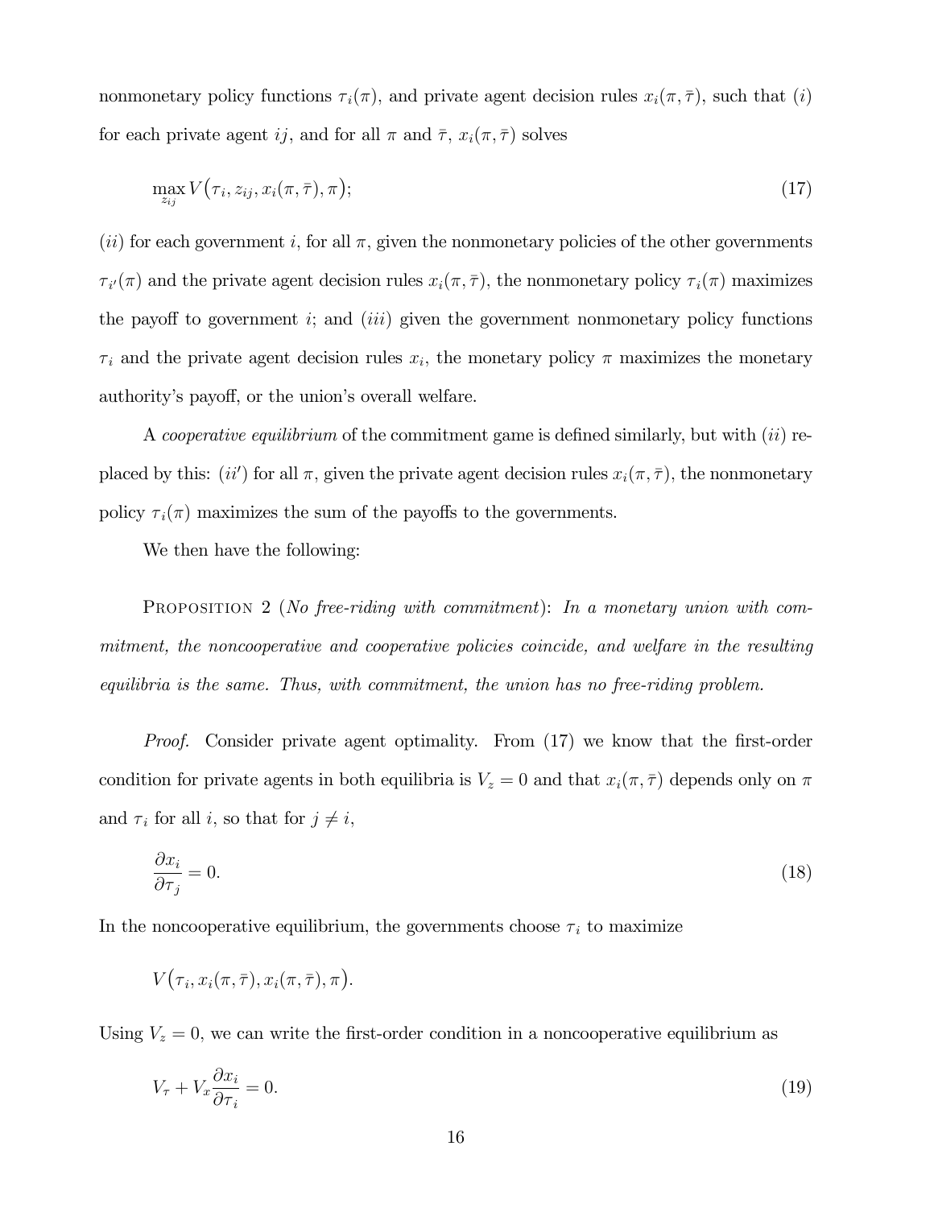nonmonetary policy functions $\tau_i(\pi)$, and private agent decision rules $x_i(\pi, \bar{\tau})$, such that $(i)$ for each private agent $ij$, and for all $\pi$ and $\bar{\tau}$, $x_i(\pi, \bar{\tau})$ solves

$$\max_{z_{ij}} V\big(\tau_i, z_{ij}, x_i(\pi, \bar{\tau}), \pi\big); \tag{17}$$

$(ii)$ for each government $i$, for all $\pi$, given the nonmonetary policies of the other governments $\tau_{i'}(\pi)$ and the private agent decision rules $x_i(\pi, \bar{\tau})$, the nonmonetary policy $\tau_i(\pi)$ maximizes the payoff to government $i$; and $(iii)$ given the government nonmonetary policy functions $\tau_i$ and the private agent decision rules $x_i$, the monetary policy $\pi$ maximizes the monetary authority's payoff, or the union's overall welfare.

A *cooperative equilibrium* of the commitment game is defined similarly, but with $(ii)$ replaced by this: $(ii')$ for all $\pi$, given the private agent decision rules $x_i(\pi, \bar{\tau})$, the nonmonetary policy $\tau_i(\pi)$ maximizes the sum of the payoffs to the governments.

We then have the following:

Proposition 2 (*No free-riding with commitment*): *In a monetary union with commitment, the noncooperative and cooperative policies coincide, and welfare in the resulting equilibria is the same. Thus, with commitment, the union has no free-riding problem.*

*Proof.* Consider private agent optimality. From (17) we know that the first-order condition for private agents in both equilibria is $V_z = 0$ and that $x_i(\pi, \bar{\tau})$ depends only on $\pi$ and $\tau_i$ for all $i$, so that for $j \neq i$,

$$\frac{\partial x_i}{\partial \tau_j} = 0. \tag{18}$$

In the noncooperative equilibrium, the governments choose $\tau_i$ to maximize

$$V\big(\tau_i, x_i(\pi, \bar{\tau}), x_i(\pi, \bar{\tau}), \pi\big).$$

Using $V_z = 0$, we can write the first-order condition in a noncooperative equilibrium as

$$V_\tau + V_x \frac{\partial x_i}{\partial \tau_i} = 0. \tag{19}$$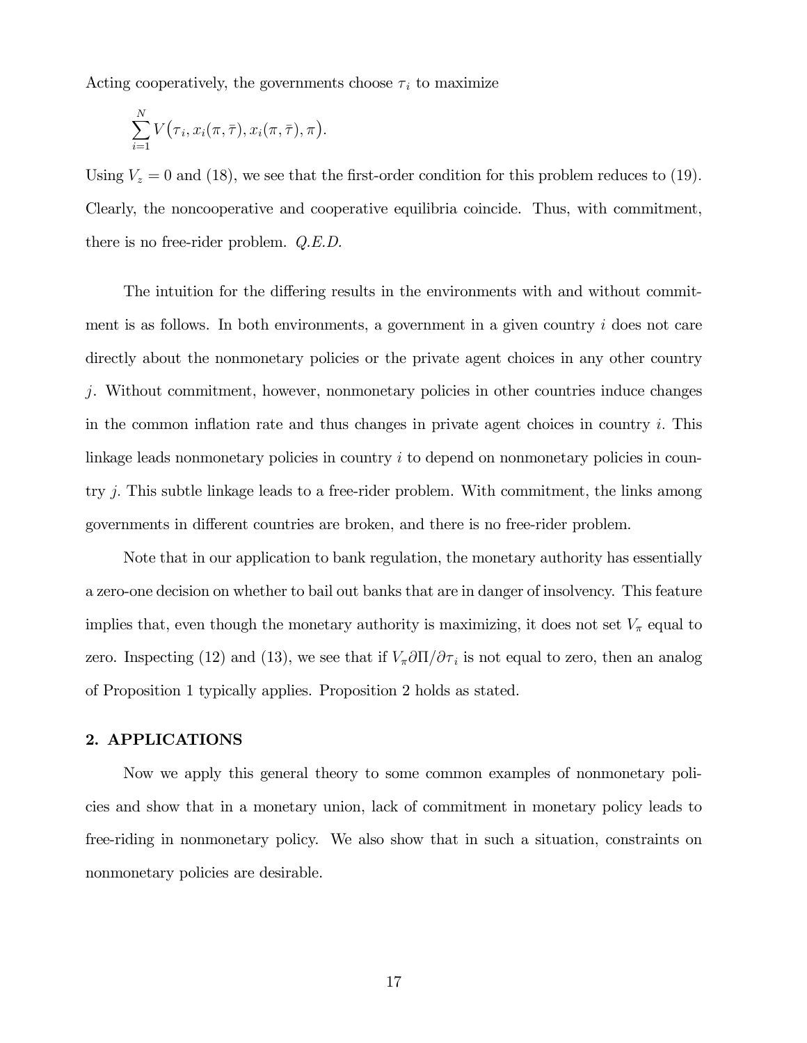Acting cooperatively, the governments choose $\tau_i$ to maximize

$$\sum_{i=1}^{N} V\big(\tau_i, x_i(\pi, \bar{\tau}), x_i(\pi, \bar{\tau}), \pi\big).$$

Using $V_z = 0$ and (18), we see that the first-order condition for this problem reduces to (19). Clearly, the noncooperative and cooperative equilibria coincide. Thus, with commitment, there is no free-rider problem. *Q.E.D.*

The intuition for the differing results in the environments with and without commitment is as follows. In both environments, a government in a given country $i$ does not care directly about the nonmonetary policies or the private agent choices in any other country $j$. Without commitment, however, nonmonetary policies in other countries induce changes in the common inflation rate and thus changes in private agent choices in country $i$. This linkage leads nonmonetary policies in country $i$ to depend on nonmonetary policies in country $j$. This subtle linkage leads to a free-rider problem. With commitment, the links among governments in different countries are broken, and there is no free-rider problem.

Note that in our application to bank regulation, the monetary authority has essentially a zero-one decision on whether to bail out banks that are in danger of insolvency. This feature implies that, even though the monetary authority is maximizing, it does not set $V_\pi$ equal to zero. Inspecting (12) and (13), we see that if $V_\pi \partial \Pi / \partial \tau_i$ is not equal to zero, then an analog of Proposition 1 typically applies. Proposition 2 holds as stated.

## 2. APPLICATIONS

Now we apply this general theory to some common examples of nonmonetary policies and show that in a monetary union, lack of commitment in monetary policy leads to free-riding in nonmonetary policy. We also show that in such a situation, constraints on nonmonetary policies are desirable.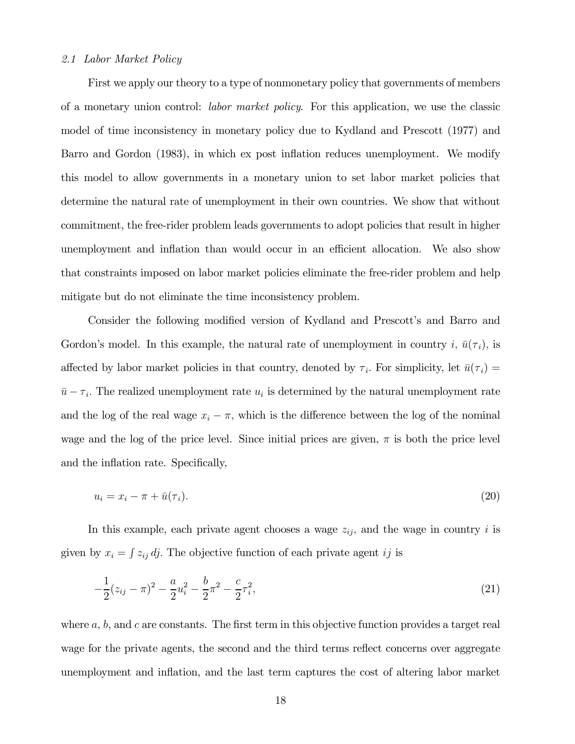### 2.1 *Labor Market Policy*

First we apply our theory to a type of nonmonetary policy that governments of members of a monetary union control: *labor market policy*. For this application, we use the classic model of time inconsistency in monetary policy due to Kydland and Prescott (1977) and Barro and Gordon (1983), in which ex post inflation reduces unemployment. We modify this model to allow governments in a monetary union to set labor market policies that determine the natural rate of unemployment in their own countries. We show that without commitment, the free-rider problem leads governments to adopt policies that result in higher unemployment and inflation than would occur in an efficient allocation. We also show that constraints imposed on labor market policies eliminate the free-rider problem and help mitigate but do not eliminate the time inconsistency problem.

Consider the following modified version of Kydland and Prescott's and Barro and Gordon's model. In this example, the natural rate of unemployment in country $i$, $\bar{u}(\tau_i)$, is affected by labor market policies in that country, denoted by $\tau_i$. For simplicity, let $\bar{u}(\tau_i) = \bar{u} - \tau_i$. The realized unemployment rate $u_i$ is determined by the natural unemployment rate and the log of the real wage $x_i - \pi$, which is the difference between the log of the nominal wage and the log of the price level. Since initial prices are given, $\pi$ is both the price level and the inflation rate. Specifically,

$$u_i = x_i - \pi + \bar{u}(\tau_i). \tag{20}$$

In this example, each private agent chooses a wage $z_{ij}$, and the wage in country $i$ is given by $x_i = \int z_{ij}\, dj$. The objective function of each private agent $ij$ is

$$-\frac{1}{2}(z_{ij} - \pi)^2 - \frac{a}{2}u_i^2 - \frac{b}{2}\pi^2 - \frac{c}{2}\tau_i^2, \tag{21}$$

where $a$, $b$, and $c$ are constants. The first term in this objective function provides a target real wage for the private agents, the second and the third terms reflect concerns over aggregate unemployment and inflation, and the last term captures the cost of altering labor market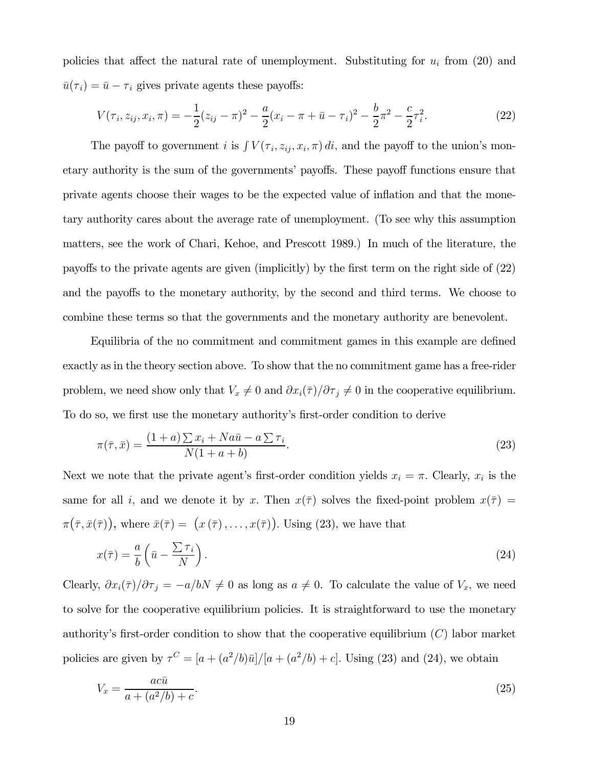policies that affect the natural rate of unemployment. Substituting for $u_i$ from (20) and $\bar{u}(\tau_i) = \bar{u} - \tau_i$ gives private agents these payoffs:

$$V(\tau_i, z_{ij}, x_i, \pi) = -\frac{1}{2}(z_{ij} - \pi)^2 - \frac{a}{2}(x_i - \pi + \bar{u} - \tau_i)^2 - \frac{b}{2}\pi^2 - \frac{c}{2}\tau_i^2. \tag{22}$$

The payoff to government $i$ is $\int V(\tau_i, z_{ij}, x_i, \pi)\, di$, and the payoff to the union's monetary authority is the sum of the governments' payoffs. These payoff functions ensure that private agents choose their wages to be the expected value of inflation and that the monetary authority cares about the average rate of unemployment. (To see why this assumption matters, see the work of Chari, Kehoe, and Prescott 1989.) In much of the literature, the payoffs to the private agents are given (implicitly) by the first term on the right side of (22) and the payoffs to the monetary authority, by the second and third terms. We choose to combine these terms so that the governments and the monetary authority are benevolent.

Equilibria of the no commitment and commitment games in this example are defined exactly as in the theory section above. To show that the no commitment game has a free-rider problem, we need show only that $V_x \neq 0$ and $\partial x_i(\bar{\tau})/\partial \tau_j \neq 0$ in the cooperative equilibrium. To do so, we first use the monetary authority's first-order condition to derive

$$\pi(\bar{\tau}, \bar{x}) = \frac{(1+a)\sum x_i + Na\bar{u} - a\sum \tau_i}{N(1+a+b)}. \tag{23}$$

Next we note that the private agent's first-order condition yields $x_i = \pi$. Clearly, $x_i$ is the same for all $i$, and we denote it by $x$. Then $x(\bar{\tau})$ solves the fixed-point problem $x(\bar{\tau}) = \pi\big(\bar{\tau}, \bar{x}(\bar{\tau})\big)$, where $\bar{x}(\bar{\tau}) = \big(x(\bar{\tau}), \ldots, x(\bar{\tau})\big)$. Using (23), we have that

$$x(\bar{\tau}) = \frac{a}{b}\left(\bar{u} - \frac{\sum \tau_i}{N}\right). \tag{24}$$

Clearly, $\partial x_i(\bar{\tau})/\partial \tau_j = -a/bN \neq 0$ as long as $a \neq 0$. To calculate the value of $V_x$, we need to solve for the cooperative equilibrium policies. It is straightforward to use the monetary authority's first-order condition to show that the cooperative equilibrium ($C$) labor market policies are given by $\tau^C = [a + (a^2/b)\bar{u}]/[a + (a^2/b) + c]$. Using (23) and (24), we obtain

$$V_x = \frac{ac\bar{u}}{a + (a^2/b) + c}. \tag{25}$$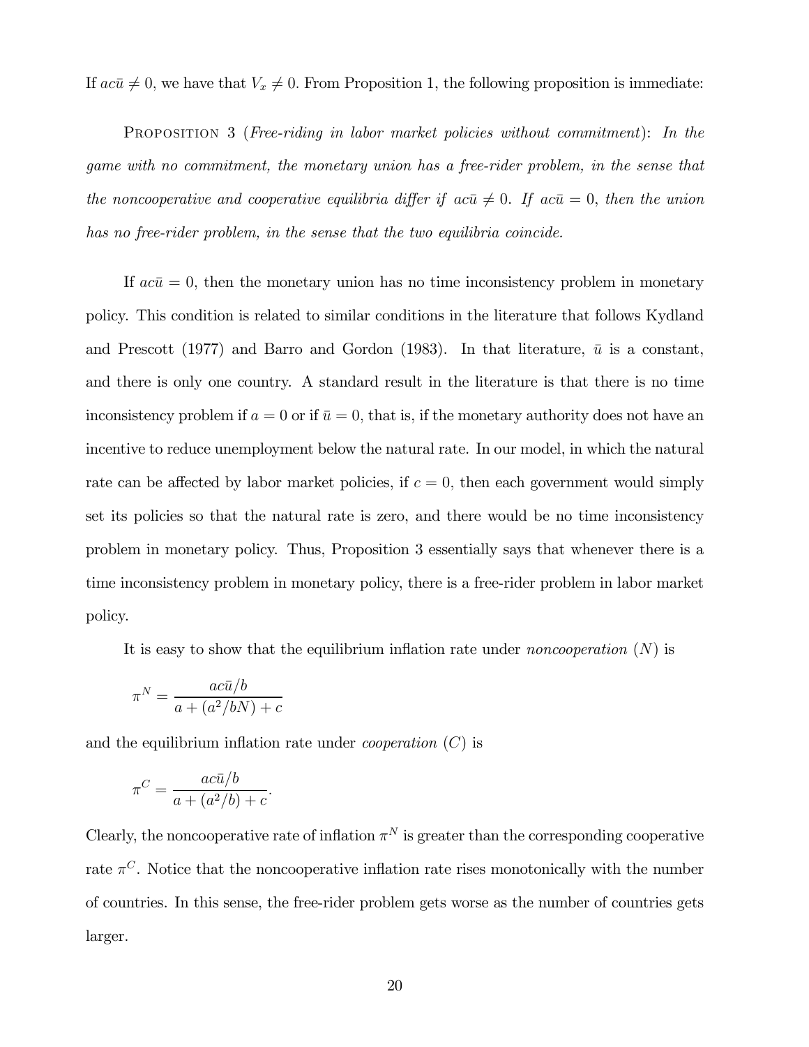If $ac\bar{u} \neq 0$, we have that $V_x \neq 0$. From Proposition 1, the following proposition is immediate:

PROPOSITION 3 (*Free-riding in labor market policies without commitment*): *In the game with no commitment, the monetary union has a free-rider problem, in the sense that the noncooperative and cooperative equilibria differ if $ac\bar{u} \neq 0$. If $ac\bar{u} = 0$, then the union has no free-rider problem, in the sense that the two equilibria coincide.*

If $ac\bar{u} = 0$, then the monetary union has no time inconsistency problem in monetary policy. This condition is related to similar conditions in the literature that follows Kydland and Prescott (1977) and Barro and Gordon (1983). In that literature, $\bar{u}$ is a constant, and there is only one country. A standard result in the literature is that there is no time inconsistency problem if $a = 0$ or if $\bar{u} = 0$, that is, if the monetary authority does not have an incentive to reduce unemployment below the natural rate. In our model, in which the natural rate can be affected by labor market policies, if $c = 0$, then each government would simply set its policies so that the natural rate is zero, and there would be no time inconsistency problem in monetary policy. Thus, Proposition 3 essentially says that whenever there is a time inconsistency problem in monetary policy, there is a free-rider problem in labor market policy.

It is easy to show that the equilibrium inflation rate under *noncooperation* ($N$) is

$$\pi^N = \frac{ac\bar{u}/b}{a + (a^2/bN) + c}$$

and the equilibrium inflation rate under *cooperation* ($C$) is

$$\pi^C = \frac{ac\bar{u}/b}{a + (a^2/b) + c}.$$

Clearly, the noncooperative rate of inflation $\pi^N$ is greater than the corresponding cooperative rate $\pi^C$. Notice that the noncooperative inflation rate rises monotonically with the number of countries. In this sense, the free-rider problem gets worse as the number of countries gets larger.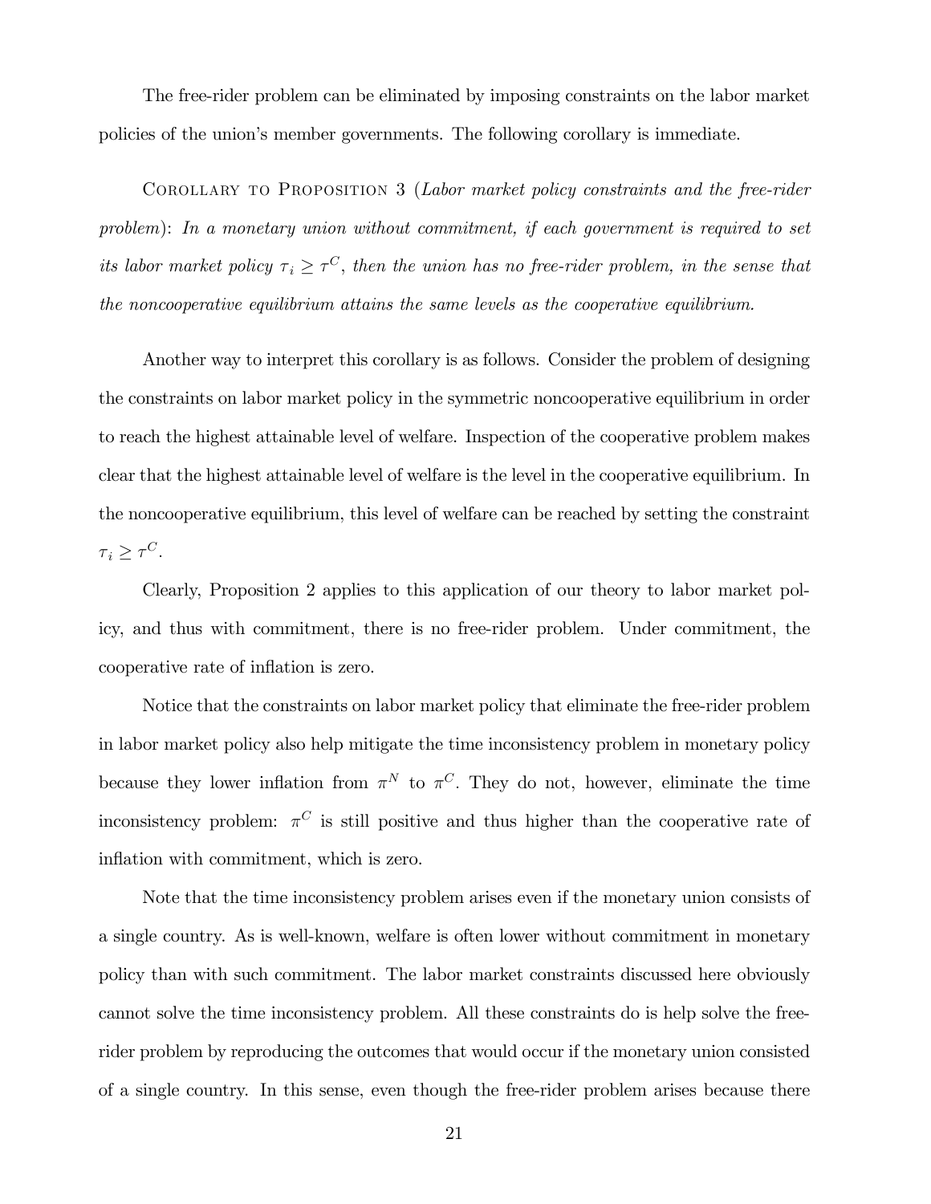The free-rider problem can be eliminated by imposing constraints on the labor market policies of the union's member governments. The following corollary is immediate.

Corollary to Proposition 3 (*Labor market policy constraints and the free-rider problem*): *In a monetary union without commitment, if each government is required to set its labor market policy $\tau_i \geq \tau^C$, then the union has no free-rider problem, in the sense that the noncooperative equilibrium attains the same levels as the cooperative equilibrium.*

Another way to interpret this corollary is as follows. Consider the problem of designing the constraints on labor market policy in the symmetric noncooperative equilibrium in order to reach the highest attainable level of welfare. Inspection of the cooperative problem makes clear that the highest attainable level of welfare is the level in the cooperative equilibrium. In the noncooperative equilibrium, this level of welfare can be reached by setting the constraint $\tau_i \geq \tau^C$.

Clearly, Proposition 2 applies to this application of our theory to labor market policy, and thus with commitment, there is no free-rider problem. Under commitment, the cooperative rate of inflation is zero.

Notice that the constraints on labor market policy that eliminate the free-rider problem in labor market policy also help mitigate the time inconsistency problem in monetary policy because they lower inflation from $\pi^N$ to $\pi^C$. They do not, however, eliminate the time inconsistency problem: $\pi^C$ is still positive and thus higher than the cooperative rate of inflation with commitment, which is zero.

Note that the time inconsistency problem arises even if the monetary union consists of a single country. As is well-known, welfare is often lower without commitment in monetary policy than with such commitment. The labor market constraints discussed here obviously cannot solve the time inconsistency problem. All these constraints do is help solve the free-rider problem by reproducing the outcomes that would occur if the monetary union consisted of a single country. In this sense, even though the free-rider problem arises because there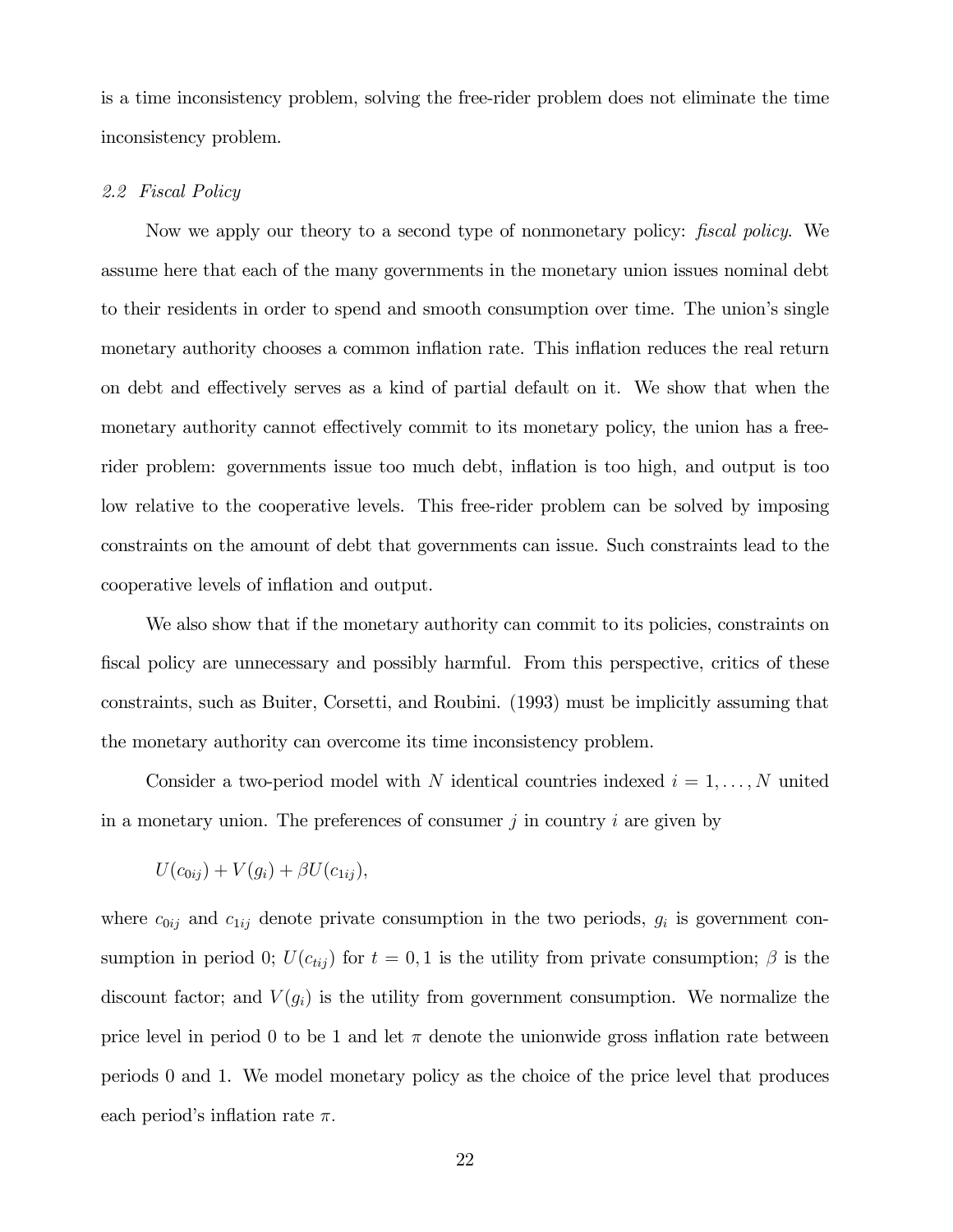is a time inconsistency problem, solving the free-rider problem does not eliminate the time inconsistency problem.

### *2.2 Fiscal Policy*

Now we apply our theory to a second type of nonmonetary policy: *fiscal policy*. We assume here that each of the many governments in the monetary union issues nominal debt to their residents in order to spend and smooth consumption over time. The union's single monetary authority chooses a common inflation rate. This inflation reduces the real return on debt and effectively serves as a kind of partial default on it. We show that when the monetary authority cannot effectively commit to its monetary policy, the union has a free-rider problem: governments issue too much debt, inflation is too high, and output is too low relative to the cooperative levels. This free-rider problem can be solved by imposing constraints on the amount of debt that governments can issue. Such constraints lead to the cooperative levels of inflation and output.

We also show that if the monetary authority can commit to its policies, constraints on fiscal policy are unnecessary and possibly harmful. From this perspective, critics of these constraints, such as Buiter, Corsetti, and Roubini. (1993) must be implicitly assuming that the monetary authority can overcome its time inconsistency problem.

Consider a two-period model with $N$ identical countries indexed $i = 1, \ldots, N$ united in a monetary union. The preferences of consumer $j$ in country $i$ are given by

$$U(c_{0ij}) + V(g_i) + \beta U(c_{1ij}),$$

where $c_{0ij}$ and $c_{1ij}$ denote private consumption in the two periods, $g_i$ is government consumption in period 0; $U(c_{tij})$ for $t = 0, 1$ is the utility from private consumption; $\beta$ is the discount factor; and $V(g_i)$ is the utility from government consumption. We normalize the price level in period 0 to be 1 and let $\pi$ denote the unionwide gross inflation rate between periods 0 and 1. We model monetary policy as the choice of the price level that produces each period's inflation rate $\pi$.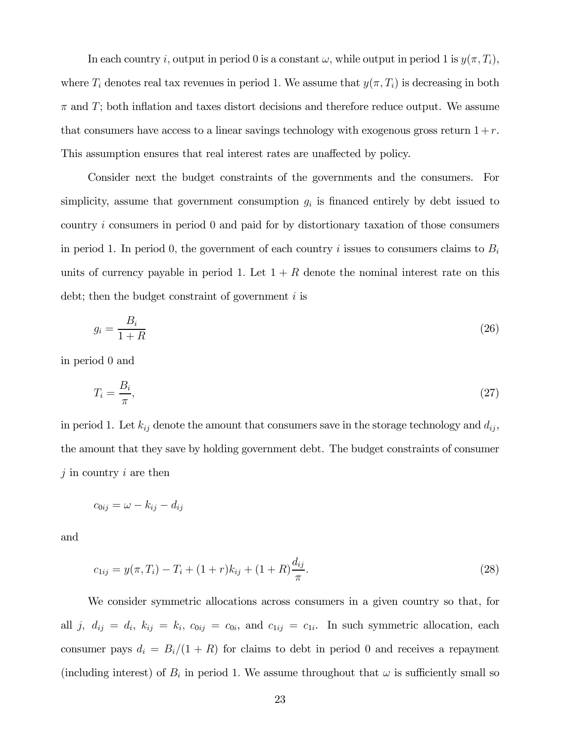In each country $i$, output in period 0 is a constant $\omega$, while output in period 1 is $y(\pi, T_i)$, where $T_i$ denotes real tax revenues in period 1. We assume that $y(\pi, T_i)$ is decreasing in both $\pi$ and $T$; both inflation and taxes distort decisions and therefore reduce output. We assume that consumers have access to a linear savings technology with exogenous gross return $1 + r$. This assumption ensures that real interest rates are unaffected by policy.

Consider next the budget constraints of the governments and the consumers. For simplicity, assume that government consumption $g_i$ is financed entirely by debt issued to country $i$ consumers in period 0 and paid for by distortionary taxation of those consumers in period 1. In period 0, the government of each country $i$ issues to consumers claims to $B_i$ units of currency payable in period 1. Let $1 + R$ denote the nominal interest rate on this debt; then the budget constraint of government $i$ is

$$g_i = \frac{B_i}{1 + R} \tag{26}$$

in period 0 and

$$T_i = \frac{B_i}{\pi}, \tag{27}$$

in period 1. Let $k_{ij}$ denote the amount that consumers save in the storage technology and $d_{ij}$, the amount that they save by holding government debt. The budget constraints of consumer $j$ in country $i$ are then

$$c_{0ij} = \omega - k_{ij} - d_{ij}$$

and

$$c_{1ij} = y(\pi, T_i) - T_i + (1 + r)k_{ij} + (1 + R)\frac{d_{ij}}{\pi}. \tag{28}$$

We consider symmetric allocations across consumers in a given country so that, for all $j$, $d_{ij} = d_i$, $k_{ij} = k_i$, $c_{0ij} = c_{0i}$, and $c_{1ij} = c_{1i}$. In such symmetric allocation, each consumer pays $d_i = B_i/(1 + R)$ for claims to debt in period 0 and receives a repayment (including interest) of $B_i$ in period 1. We assume throughout that $\omega$ is sufficiently small so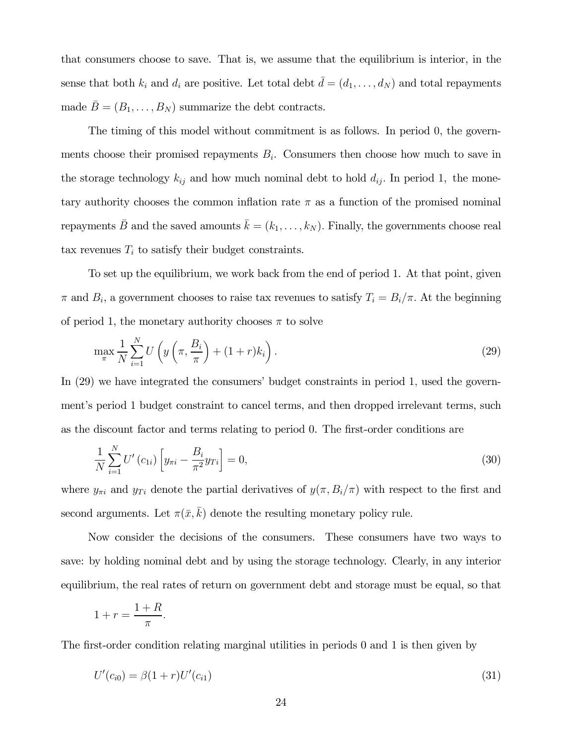that consumers choose to save. That is, we assume that the equilibrium is interior, in the sense that both $k_i$ and $d_i$ are positive. Let total debt $\bar{d} = (d_1, \ldots, d_N)$ and total repayments made $\bar{B} = (B_1, \ldots, B_N)$ summarize the debt contracts.

The timing of this model without commitment is as follows. In period 0, the governments choose their promised repayments $B_i$. Consumers then choose how much to save in the storage technology $k_{ij}$ and how much nominal debt to hold $d_{ij}$. In period 1, the monetary authority chooses the common inflation rate $\pi$ as a function of the promised nominal repayments $\bar{B}$ and the saved amounts $\bar{k} = (k_1, \ldots, k_N)$. Finally, the governments choose real tax revenues $T_i$ to satisfy their budget constraints.

To set up the equilibrium, we work back from the end of period 1. At that point, given $\pi$ and $B_i$, a government chooses to raise tax revenues to satisfy $T_i = B_i/\pi$. At the beginning of period 1, the monetary authority chooses $\pi$ to solve

$$\max_{\pi} \frac{1}{N} \sum_{i=1}^{N} U\left(y\left(\pi, \frac{B_i}{\pi}\right) + (1+r)k_i\right). \tag{29}$$

In (29) we have integrated the consumers' budget constraints in period 1, used the government's period 1 budget constraint to cancel terms, and then dropped irrelevant terms, such as the discount factor and terms relating to period 0. The first-order conditions are

$$\frac{1}{N} \sum_{i=1}^{N} U'(c_{1i}) \left[y_{\pi i} - \frac{B_i}{\pi^2} y_{Ti}\right] = 0, \tag{30}$$

where $y_{\pi i}$ and $y_{Ti}$ denote the partial derivatives of $y(\pi, B_i/\pi)$ with respect to the first and second arguments. Let $\pi(\bar{x}, \bar{k})$ denote the resulting monetary policy rule.

Now consider the decisions of the consumers. These consumers have two ways to save: by holding nominal debt and by using the storage technology. Clearly, in any interior equilibrium, the real rates of return on government debt and storage must be equal, so that

$$1 + r = \frac{1+R}{\pi}.$$

The first-order condition relating marginal utilities in periods 0 and 1 is then given by

$$U'(c_{i0}) = \beta(1+r)U'(c_{i1}) \tag{31}$$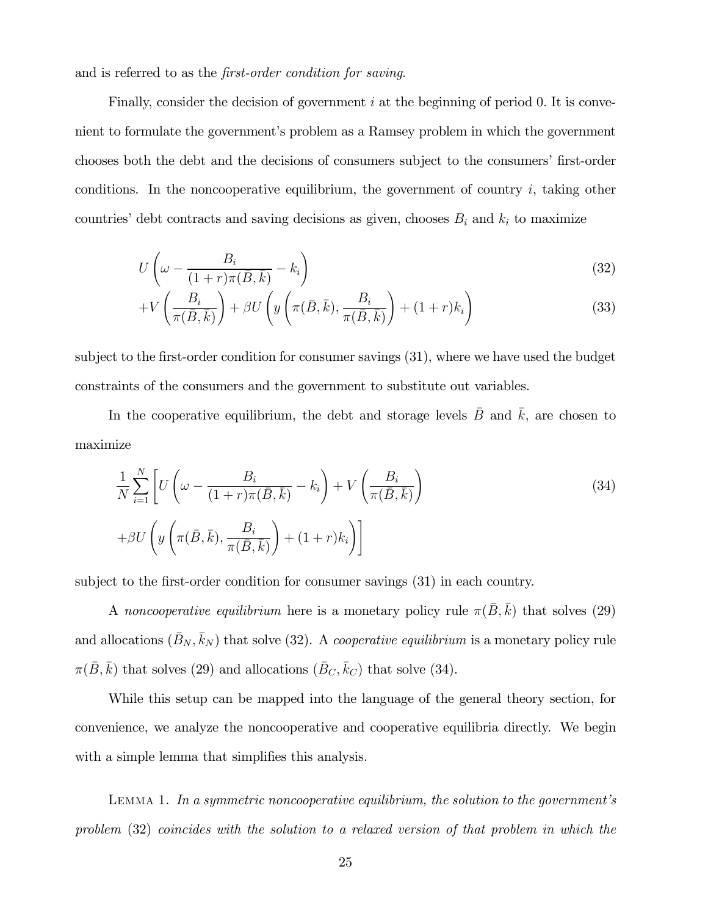and is referred to as the *first-order condition for saving*.

Finally, consider the decision of government $i$ at the beginning of period 0. It is convenient to formulate the government's problem as a Ramsey problem in which the government chooses both the debt and the decisions of consumers subject to the consumers' first-order conditions. In the noncooperative equilibrium, the government of country $i$, taking other countries' debt contracts and saving decisions as given, chooses $B_i$ and $k_i$ to maximize

$$U\left(\omega - \frac{B_i}{(1+r)\pi(\bar{B},\bar{k})} - k_i\right) \tag{32}$$

$$+V\left(\frac{B_i}{\pi(\bar{B},\bar{k})}\right) + \beta U\left(y\left(\pi(\bar{B},\bar{k}), \frac{B_i}{\pi(\bar{B},\bar{k})}\right) + (1+r)k_i\right) \tag{33}$$

subject to the first-order condition for consumer savings (31), where we have used the budget constraints of the consumers and the government to substitute out variables.

In the cooperative equilibrium, the debt and storage levels $\bar{B}$ and $\bar{k}$, are chosen to maximize

$$\frac{1}{N}\sum_{i=1}^{N}\left[U\left(\omega - \frac{B_i}{(1+r)\pi(\bar{B},\bar{k})} - k_i\right) + V\left(\frac{B_i}{\pi(\bar{B},\bar{k})}\right)\right. \tag{34}$$

$$\left. +\beta U\left(y\left(\pi(\bar{B},\bar{k}), \frac{B_i}{\pi(\bar{B},\bar{k})}\right) + (1+r)k_i\right)\right]$$

subject to the first-order condition for consumer savings (31) in each country.

A *noncooperative equilibrium* here is a monetary policy rule $\pi(\bar{B},\bar{k})$ that solves (29) and allocations $(\bar{B}_N, \bar{k}_N)$ that solve (32). A *cooperative equilibrium* is a monetary policy rule $\pi(\bar{B},\bar{k})$ that solves (29) and allocations $(\bar{B}_C, \bar{k}_C)$ that solve (34).

While this setup can be mapped into the language of the general theory section, for convenience, we analyze the noncooperative and cooperative equilibria directly. We begin with a simple lemma that simplifies this analysis.

LEMMA 1. *In a symmetric noncooperative equilibrium, the solution to the government's problem* (32) *coincides with the solution to a relaxed version of that problem in which the*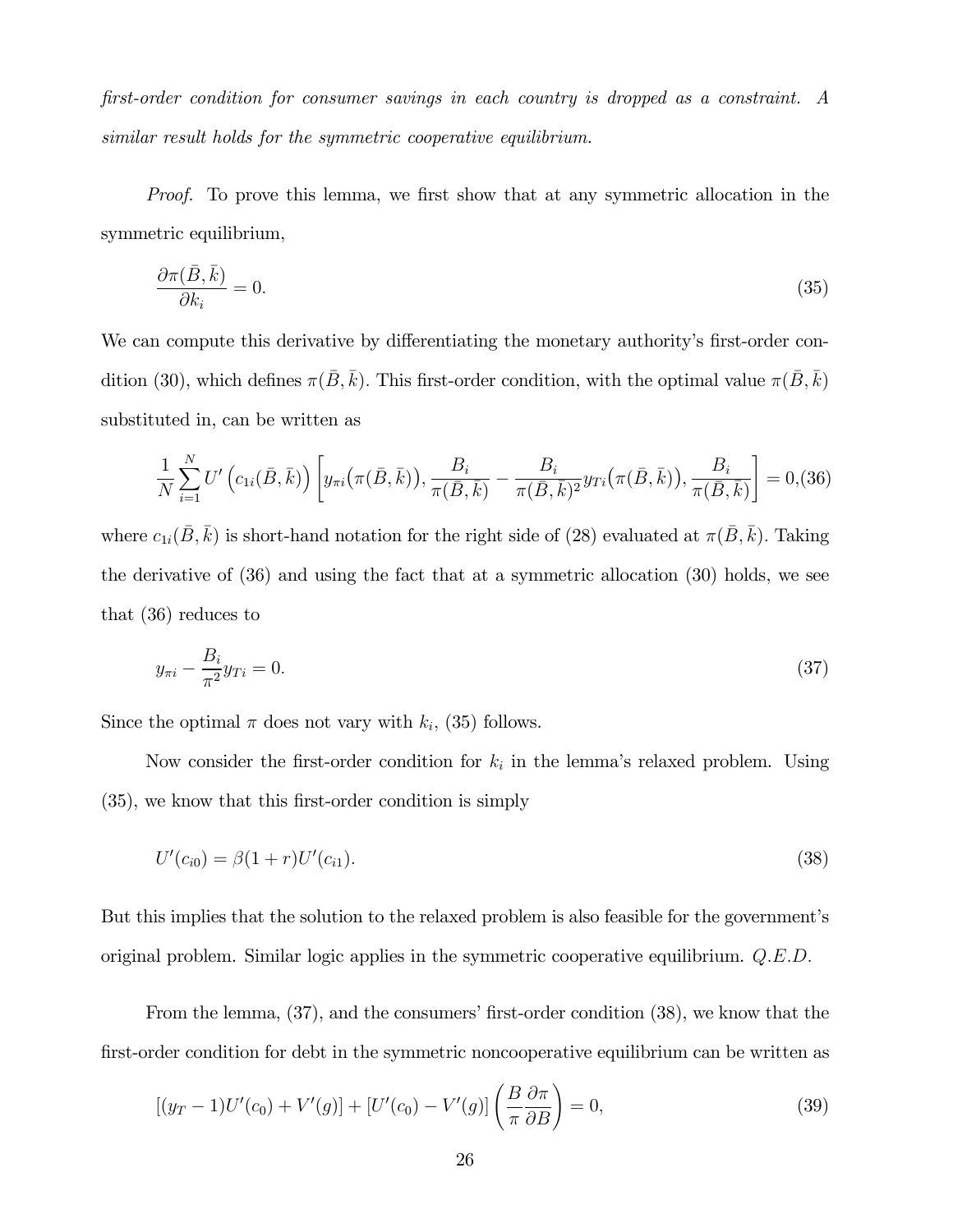*first-order condition for consumer savings in each country is dropped as a constraint. A similar result holds for the symmetric cooperative equilibrium.*

*Proof.* To prove this lemma, we first show that at any symmetric allocation in the symmetric equilibrium,

$$\frac{\partial \pi(\bar{B}, \bar{k})}{\partial k_i} = 0. \tag{35}$$

We can compute this derivative by differentiating the monetary authority's first-order condition (30), which defines $\pi(\bar{B}, \bar{k})$. This first-order condition, with the optimal value $\pi(\bar{B}, \bar{k})$ substituted in, can be written as

$$\frac{1}{N}\sum_{i=1}^{N} U'\left(c_{1i}(\bar{B}, \bar{k})\right)\left[y_{\pi i}\big(\pi(\bar{B}, \bar{k})\big), \frac{B_i}{\pi(\bar{B}, \bar{k})} - \frac{B_i}{\pi(\bar{B}, \bar{k})^2} y_{Ti}\big(\pi(\bar{B}, \bar{k})\big), \frac{B_i}{\pi(\bar{B}, \bar{k})}\right] = 0, \tag{36}$$

where $c_{1i}(\bar{B}, \bar{k})$ is short-hand notation for the right side of (28) evaluated at $\pi(\bar{B}, \bar{k})$. Taking the derivative of (36) and using the fact that at a symmetric allocation (30) holds, we see that (36) reduces to

$$y_{\pi i} - \frac{B_i}{\pi^2} y_{Ti} = 0. \tag{37}$$

Since the optimal $\pi$ does not vary with $k_i$, (35) follows.

Now consider the first-order condition for $k_i$ in the lemma's relaxed problem. Using (35), we know that this first-order condition is simply

$$U'(c_{i0}) = \beta(1 + r)U'(c_{i1}). \tag{38}$$

But this implies that the solution to the relaxed problem is also feasible for the government's original problem. Similar logic applies in the symmetric cooperative equilibrium. *Q.E.D.*

From the lemma, (37), and the consumers' first-order condition (38), we know that the first-order condition for debt in the symmetric noncooperative equilibrium can be written as

$$[(y_T - 1)U'(c_0) + V'(g)] + [U'(c_0) - V'(g)]\left(\frac{B}{\pi}\frac{\partial \pi}{\partial B}\right) = 0, \tag{39}$$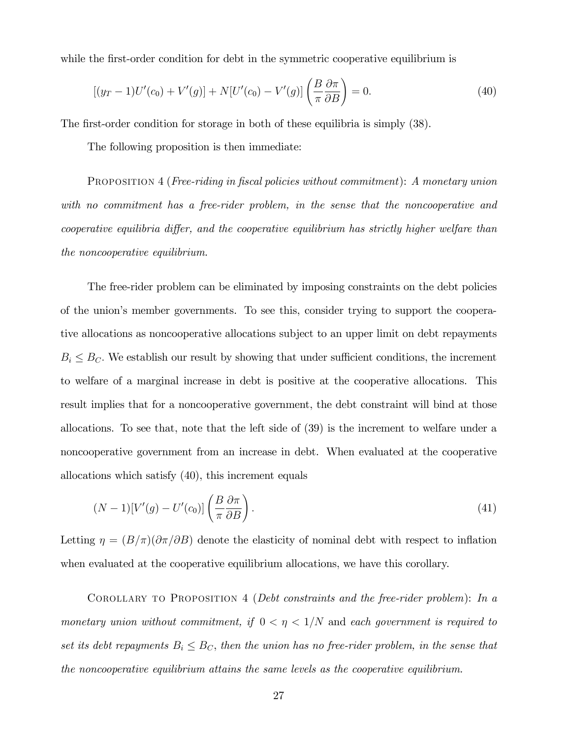while the first-order condition for debt in the symmetric cooperative equilibrium is

$$[(y_T - 1)U'(c_0) + V'(g)] + N[U'(c_0) - V'(g)]\left(\frac{B}{\pi}\frac{\partial \pi}{\partial B}\right) = 0. \tag{40}$$

The first-order condition for storage in both of these equilibria is simply (38).

The following proposition is then immediate:

Proposition 4 (*Free-riding in fiscal policies without commitment*): *A monetary union with no commitment has a free-rider problem, in the sense that the noncooperative and cooperative equilibria differ, and the cooperative equilibrium has strictly higher welfare than the noncooperative equilibrium.*

The free-rider problem can be eliminated by imposing constraints on the debt policies of the union's member governments. To see this, consider trying to support the cooperative allocations as noncooperative allocations subject to an upper limit on debt repayments $B_i \leq B_C$. We establish our result by showing that under sufficient conditions, the increment to welfare of a marginal increase in debt is positive at the cooperative allocations. This result implies that for a noncooperative government, the debt constraint will bind at those allocations. To see that, note that the left side of (39) is the increment to welfare under a noncooperative government from an increase in debt. When evaluated at the cooperative allocations which satisfy (40), this increment equals

$$(N-1)[V'(g) - U'(c_0)]\left(\frac{B}{\pi}\frac{\partial \pi}{\partial B}\right). \tag{41}$$

Letting $\eta = (B/\pi)(\partial \pi/\partial B)$ denote the elasticity of nominal debt with respect to inflation when evaluated at the cooperative equilibrium allocations, we have this corollary.

Corollary to Proposition 4 (*Debt constraints and the free-rider problem*): *In a monetary union without commitment, if* $0 < \eta < 1/N$ and *each government is required to set its debt repayments* $B_i \leq B_C$*, then the union has no free-rider problem, in the sense that the noncooperative equilibrium attains the same levels as the cooperative equilibrium.*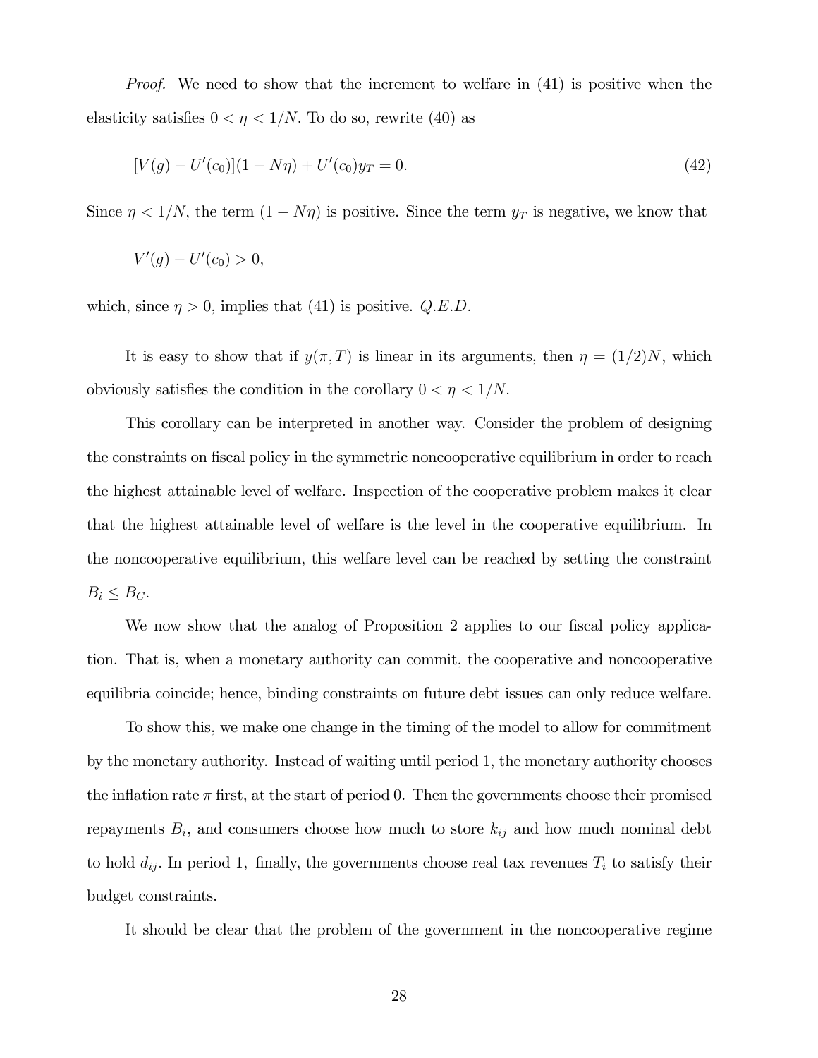*Proof.* We need to show that the increment to welfare in (41) is positive when the elasticity satisfies $0 < \eta < 1/N$. To do so, rewrite (40) as

$$[V(g) - U'(c_0)](1 - N\eta) + U'(c_0)y_T = 0. \tag{42}$$

Since $\eta < 1/N$, the term $(1 - N\eta)$ is positive. Since the term $y_T$ is negative, we know that

$$V'(g) - U'(c_0) > 0,$$

which, since $\eta > 0$, implies that (41) is positive. *Q.E.D.*

It is easy to show that if $y(\pi, T)$ is linear in its arguments, then $\eta = (1/2)N$, which obviously satisfies the condition in the corollary $0 < \eta < 1/N$.

This corollary can be interpreted in another way. Consider the problem of designing the constraints on fiscal policy in the symmetric noncooperative equilibrium in order to reach the highest attainable level of welfare. Inspection of the cooperative problem makes it clear that the highest attainable level of welfare is the level in the cooperative equilibrium. In the noncooperative equilibrium, this welfare level can be reached by setting the constraint $B_i \leq B_C$.

We now show that the analog of Proposition 2 applies to our fiscal policy application. That is, when a monetary authority can commit, the cooperative and noncooperative equilibria coincide; hence, binding constraints on future debt issues can only reduce welfare.

To show this, we make one change in the timing of the model to allow for commitment by the monetary authority. Instead of waiting until period 1, the monetary authority chooses the inflation rate $\pi$ first, at the start of period 0. Then the governments choose their promised repayments $B_i$, and consumers choose how much to store $k_{ij}$ and how much nominal debt to hold $d_{ij}$. In period 1, finally, the governments choose real tax revenues $T_i$ to satisfy their budget constraints.

It should be clear that the problem of the government in the noncooperative regime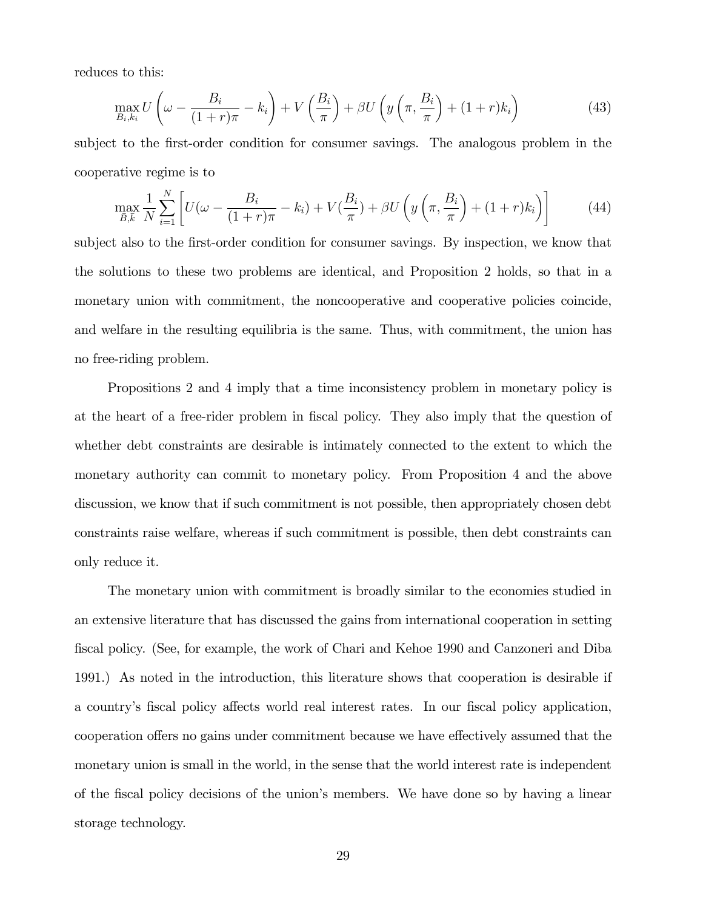reduces to this:

$$\max_{B_i, k_i} U\left(\omega - \frac{B_i}{(1+r)\pi} - k_i\right) + V\left(\frac{B_i}{\pi}\right) + \beta U\left(y\left(\pi, \frac{B_i}{\pi}\right) + (1+r)k_i\right) \tag{43}$$

subject to the first-order condition for consumer savings. The analogous problem in the cooperative regime is to

$$\max_{\bar{B}, \bar{k}} \frac{1}{N} \sum_{i=1}^{N} \left[ U(\omega - \frac{B_i}{(1+r)\pi} - k_i) + V(\frac{B_i}{\pi}) + \beta U\left(y\left(\pi, \frac{B_i}{\pi}\right) + (1+r)k_i\right) \right] \tag{44}$$

subject also to the first-order condition for consumer savings. By inspection, we know that the solutions to these two problems are identical, and Proposition 2 holds, so that in a monetary union with commitment, the noncooperative and cooperative policies coincide, and welfare in the resulting equilibria is the same. Thus, with commitment, the union has no free-riding problem.

Propositions 2 and 4 imply that a time inconsistency problem in monetary policy is at the heart of a free-rider problem in fiscal policy. They also imply that the question of whether debt constraints are desirable is intimately connected to the extent to which the monetary authority can commit to monetary policy. From Proposition 4 and the above discussion, we know that if such commitment is not possible, then appropriately chosen debt constraints raise welfare, whereas if such commitment is possible, then debt constraints can only reduce it.

The monetary union with commitment is broadly similar to the economies studied in an extensive literature that has discussed the gains from international cooperation in setting fiscal policy. (See, for example, the work of Chari and Kehoe 1990 and Canzoneri and Diba 1991.) As noted in the introduction, this literature shows that cooperation is desirable if a country's fiscal policy affects world real interest rates. In our fiscal policy application, cooperation offers no gains under commitment because we have effectively assumed that the monetary union is small in the world, in the sense that the world interest rate is independent of the fiscal policy decisions of the union's members. We have done so by having a linear storage technology.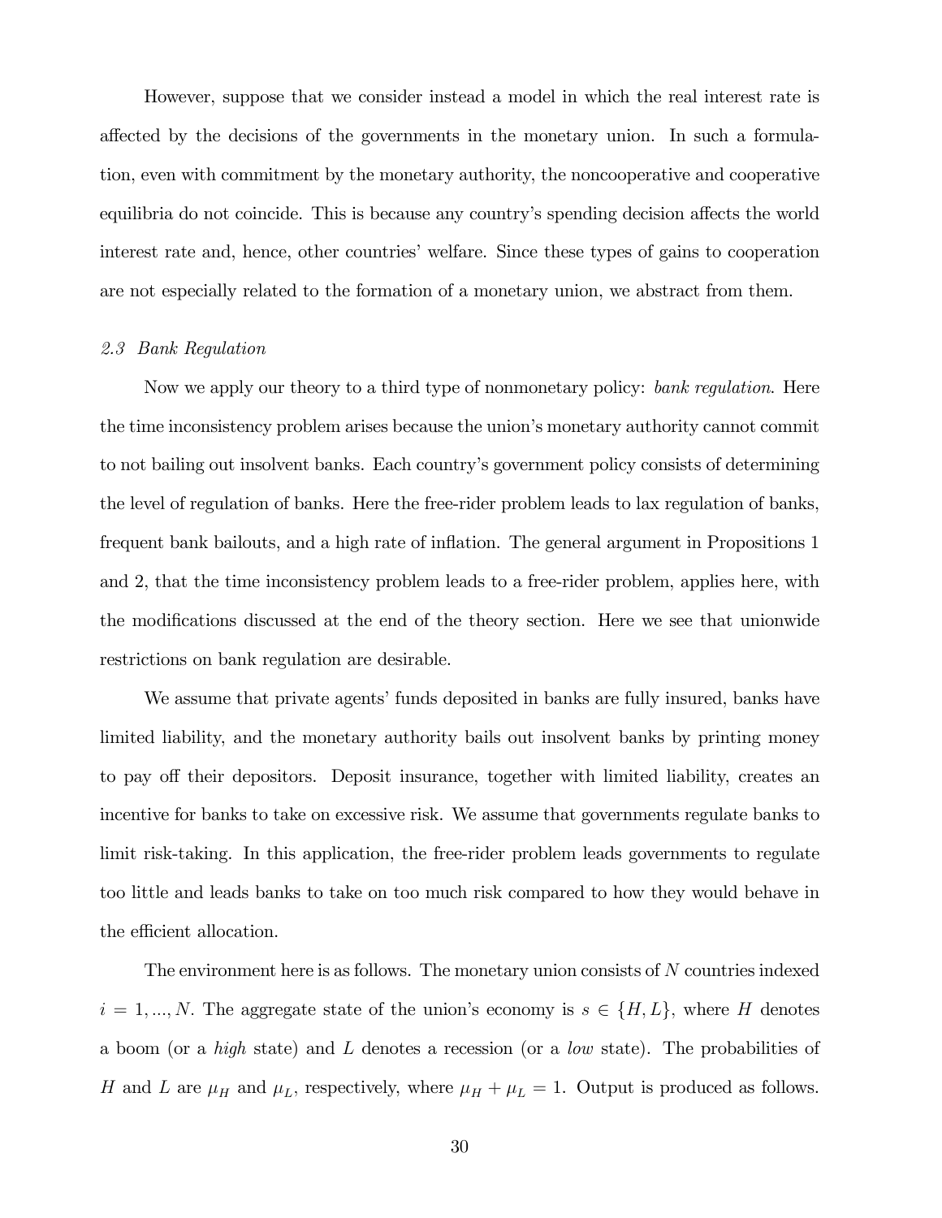However, suppose that we consider instead a model in which the real interest rate is affected by the decisions of the governments in the monetary union. In such a formulation, even with commitment by the monetary authority, the noncooperative and cooperative equilibria do not coincide. This is because any country's spending decision affects the world interest rate and, hence, other countries' welfare. Since these types of gains to cooperation are not especially related to the formation of a monetary union, we abstract from them.

### *2.3 Bank Regulation*

Now we apply our theory to a third type of nonmonetary policy: *bank regulation*. Here the time inconsistency problem arises because the union's monetary authority cannot commit to not bailing out insolvent banks. Each country's government policy consists of determining the level of regulation of banks. Here the free-rider problem leads to lax regulation of banks, frequent bank bailouts, and a high rate of inflation. The general argument in Propositions 1 and 2, that the time inconsistency problem leads to a free-rider problem, applies here, with the modifications discussed at the end of the theory section. Here we see that unionwide restrictions on bank regulation are desirable.

We assume that private agents' funds deposited in banks are fully insured, banks have limited liability, and the monetary authority bails out insolvent banks by printing money to pay off their depositors. Deposit insurance, together with limited liability, creates an incentive for banks to take on excessive risk. We assume that governments regulate banks to limit risk-taking. In this application, the free-rider problem leads governments to regulate too little and leads banks to take on too much risk compared to how they would behave in the efficient allocation.

The environment here is as follows. The monetary union consists of $N$ countries indexed $i = 1, ..., N$. The aggregate state of the union's economy is $s \in \{H, L\}$, where $H$ denotes a boom (or a *high* state) and $L$ denotes a recession (or a *low* state). The probabilities of $H$ and $L$ are $\mu_H$ and $\mu_L$, respectively, where $\mu_H + \mu_L = 1$. Output is produced as follows.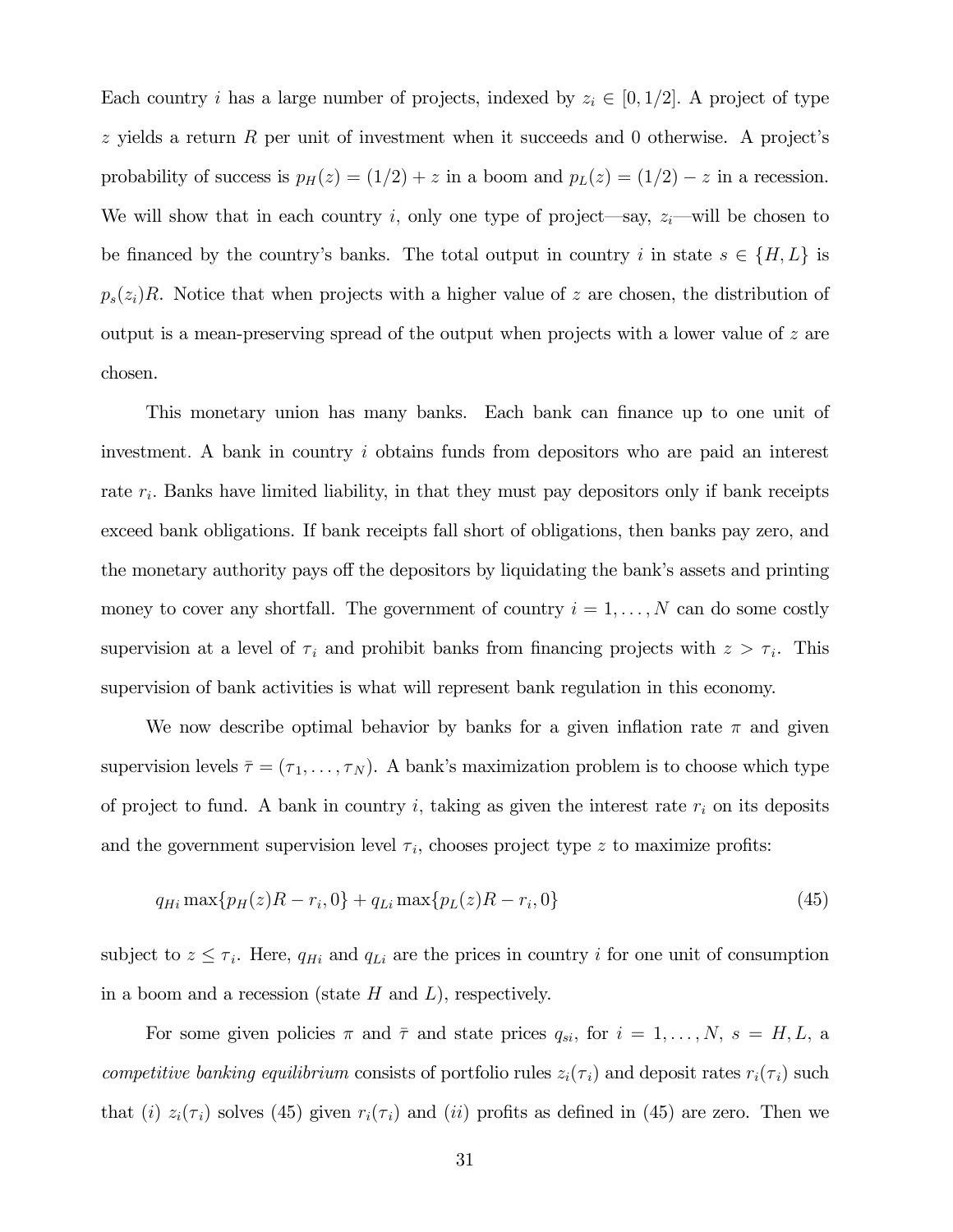Each country $i$ has a large number of projects, indexed by $z_i \in [0, 1/2]$. A project of type $z$ yields a return $R$ per unit of investment when it succeeds and 0 otherwise. A project's probability of success is $p_H(z) = (1/2) + z$ in a boom and $p_L(z) = (1/2) - z$ in a recession. We will show that in each country $i$, only one type of project—say, $z_i$—will be chosen to be financed by the country's banks. The total output in country $i$ in state $s \in \{H, L\}$ is $p_s(z_i)R$. Notice that when projects with a higher value of $z$ are chosen, the distribution of output is a mean-preserving spread of the output when projects with a lower value of $z$ are chosen.

This monetary union has many banks. Each bank can finance up to one unit of investment. A bank in country $i$ obtains funds from depositors who are paid an interest rate $r_i$. Banks have limited liability, in that they must pay depositors only if bank receipts exceed bank obligations. If bank receipts fall short of obligations, then banks pay zero, and the monetary authority pays off the depositors by liquidating the bank's assets and printing money to cover any shortfall. The government of country $i = 1, \ldots, N$ can do some costly supervision at a level of $\tau_i$ and prohibit banks from financing projects with $z > \tau_i$. This supervision of bank activities is what will represent bank regulation in this economy.

We now describe optimal behavior by banks for a given inflation rate $\pi$ and given supervision levels $\bar{\tau} = (\tau_1, \ldots, \tau_N)$. A bank's maximization problem is to choose which type of project to fund. A bank in country $i$, taking as given the interest rate $r_i$ on its deposits and the government supervision level $\tau_i$, chooses project type $z$ to maximize profits:

$$q_{Hi} \max\{p_H(z)R - r_i, 0\} + q_{Li} \max\{p_L(z)R - r_i, 0\} \tag{45}$$

subject to $z \leq \tau_i$. Here, $q_{Hi}$ and $q_{Li}$ are the prices in country $i$ for one unit of consumption in a boom and a recession (state $H$ and $L$), respectively.

For some given policies $\pi$ and $\bar{\tau}$ and state prices $q_{si}$, for $i = 1, \ldots, N$, $s = H, L$, a *competitive banking equilibrium* consists of portfolio rules $z_i(\tau_i)$ and deposit rates $r_i(\tau_i)$ such that *(i)* $z_i(\tau_i)$ solves (45) given $r_i(\tau_i)$ and *(ii)* profits as defined in (45) are zero. Then we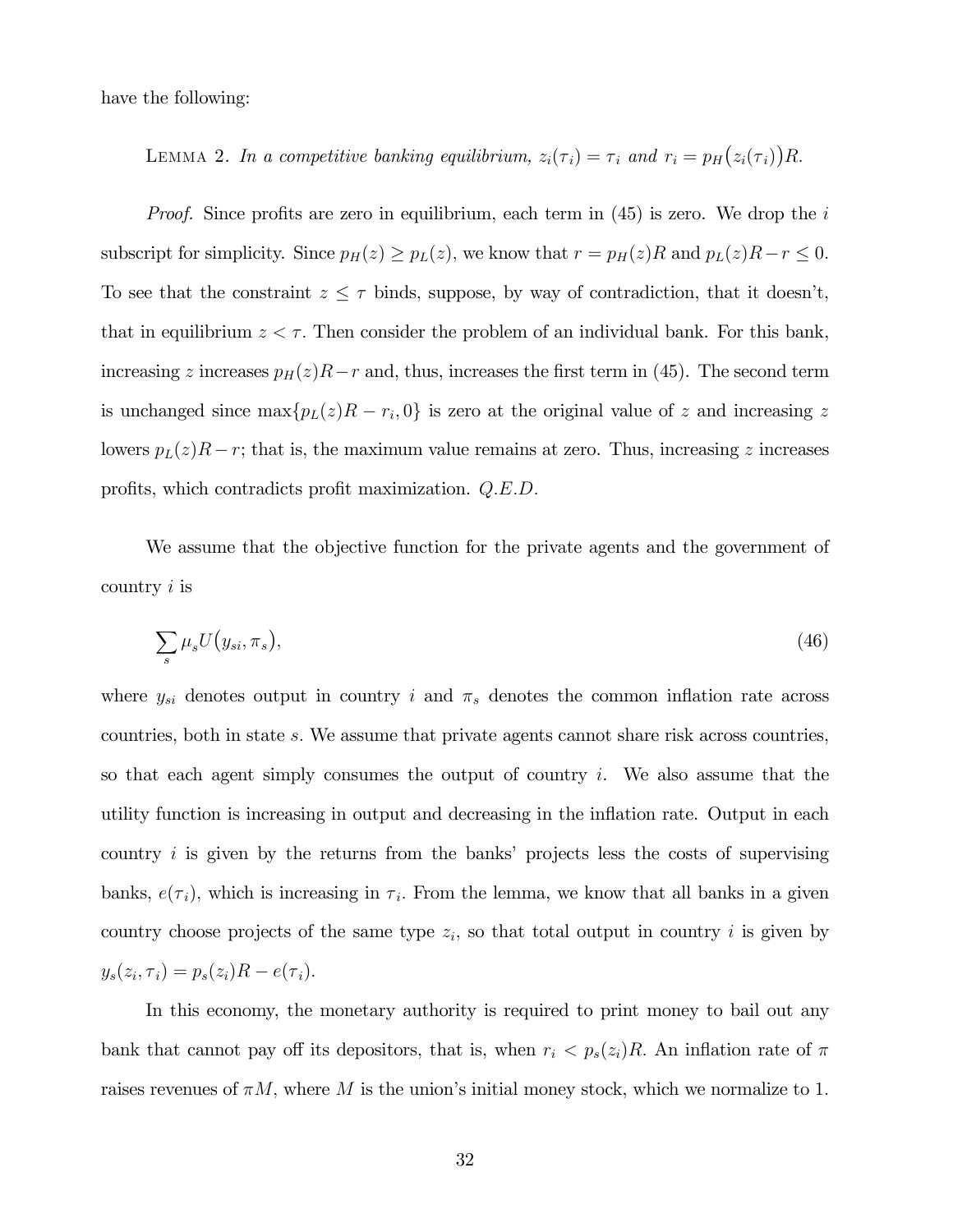have the following:

Lemma 2. *In a competitive banking equilibrium, $z_i(\tau_i) = \tau_i$ and $r_i = p_H\big(z_i(\tau_i)\big)R$.*

*Proof.* Since profits are zero in equilibrium, each term in (45) is zero. We drop the $i$ subscript for simplicity. Since $p_H(z) \geq p_L(z)$, we know that $r = p_H(z)R$ and $p_L(z)R - r \leq 0$. To see that the constraint $z \leq \tau$ binds, suppose, by way of contradiction, that it doesn't, that in equilibrium $z < \tau$. Then consider the problem of an individual bank. For this bank, increasing $z$ increases $p_H(z)R - r$ and, thus, increases the first term in (45). The second term is unchanged since $\max\{p_L(z)R - r_i, 0\}$ is zero at the original value of $z$ and increasing $z$ lowers $p_L(z)R - r$; that is, the maximum value remains at zero. Thus, increasing $z$ increases profits, which contradicts profit maximization. *Q.E.D.*

We assume that the objective function for the private agents and the government of country $i$ is

$$\sum_s \mu_s U\big(y_{si}, \pi_s\big), \tag{46}$$

where $y_{si}$ denotes output in country $i$ and $\pi_s$ denotes the common inflation rate across countries, both in state $s$. We assume that private agents cannot share risk across countries, so that each agent simply consumes the output of country $i$. We also assume that the utility function is increasing in output and decreasing in the inflation rate. Output in each country $i$ is given by the returns from the banks' projects less the costs of supervising banks, $e(\tau_i)$, which is increasing in $\tau_i$. From the lemma, we know that all banks in a given country choose projects of the same type $z_i$, so that total output in country $i$ is given by $y_s(z_i, \tau_i) = p_s(z_i)R - e(\tau_i)$.

In this economy, the monetary authority is required to print money to bail out any bank that cannot pay off its depositors, that is, when $r_i < p_s(z_i)R$. An inflation rate of $\pi$ raises revenues of $\pi M$, where $M$ is the union's initial money stock, which we normalize to 1.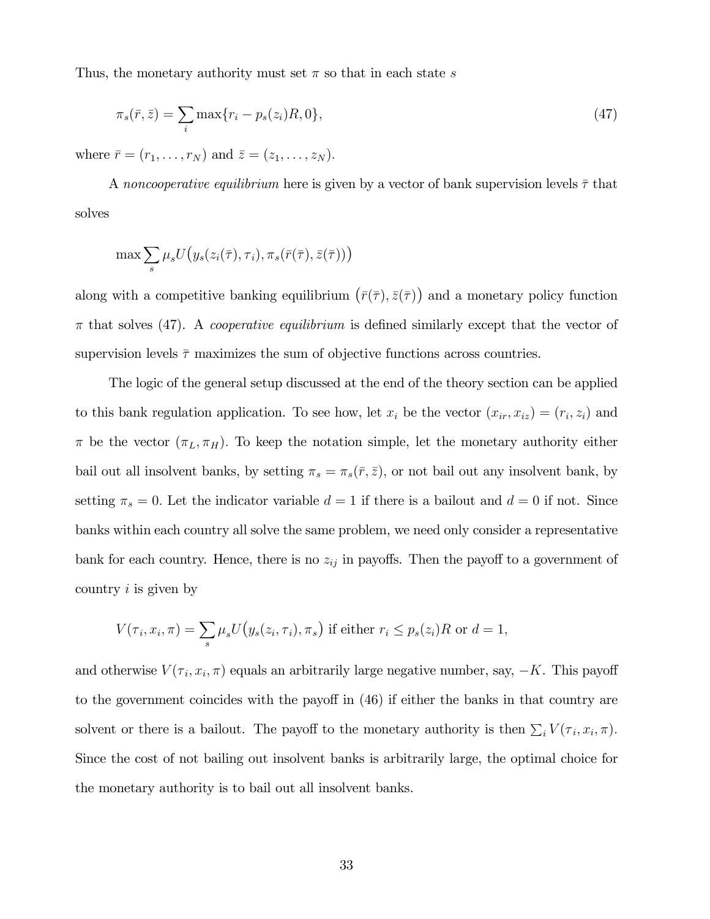Thus, the monetary authority must set $\pi$ so that in each state $s$

$$\pi_s(\bar{r}, \bar{z}) = \sum_i \max\{r_i - p_s(z_i)R, 0\}, \tag{47}$$

where $\bar{r} = (r_1, \ldots, r_N)$ and $\bar{z} = (z_1, \ldots, z_N)$.

A *noncooperative equilibrium* here is given by a vector of bank supervision levels $\bar{\tau}$ that solves

$$\max \sum_s \mu_s U\big(y_s(z_i(\bar{\tau}), \tau_i), \pi_s(\bar{r}(\bar{\tau}), \bar{z}(\bar{\tau}))\big)$$

along with a competitive banking equilibrium $\big(\bar{r}(\bar{\tau}), \bar{z}(\bar{\tau})\big)$ and a monetary policy function $\pi$ that solves (47). A *cooperative equilibrium* is defined similarly except that the vector of supervision levels $\bar{\tau}$ maximizes the sum of objective functions across countries.

The logic of the general setup discussed at the end of the theory section can be applied to this bank regulation application. To see how, let $x_i$ be the vector $(x_{ir}, x_{iz}) = (r_i, z_i)$ and $\pi$ be the vector $(\pi_L, \pi_H)$. To keep the notation simple, let the monetary authority either bail out all insolvent banks, by setting $\pi_s = \pi_s(\bar{r}, \bar{z})$, or not bail out any insolvent bank, by setting $\pi_s = 0$. Let the indicator variable $d = 1$ if there is a bailout and $d = 0$ if not. Since banks within each country all solve the same problem, we need only consider a representative bank for each country. Hence, there is no $z_{ij}$ in payoffs. Then the payoff to a government of country $i$ is given by

$$V(\tau_i, x_i, \pi) = \sum_s \mu_s U\big(y_s(z_i, \tau_i), \pi_s\big) \text{ if either } r_i \leq p_s(z_i)R \text{ or } d = 1,$$

and otherwise $V(\tau_i, x_i, \pi)$ equals an arbitrarily large negative number, say, $-K$. This payoff to the government coincides with the payoff in (46) if either the banks in that country are solvent or there is a bailout. The payoff to the monetary authority is then $\sum_i V(\tau_i, x_i, \pi)$. Since the cost of not bailing out insolvent banks is arbitrarily large, the optimal choice for the monetary authority is to bail out all insolvent banks.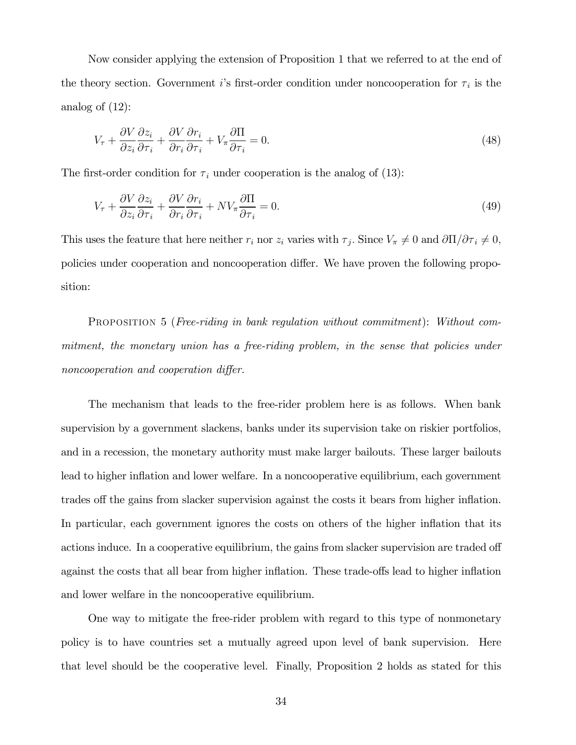Now consider applying the extension of Proposition 1 that we referred to at the end of the theory section. Government $i$'s first-order condition under noncooperation for $\tau_i$ is the analog of (12):

$$V_\tau + \frac{\partial V}{\partial z_i}\frac{\partial z_i}{\partial \tau_i} + \frac{\partial V}{\partial r_i}\frac{\partial r_i}{\partial \tau_i} + V_\pi \frac{\partial \Pi}{\partial \tau_i} = 0. \tag{48}$$

The first-order condition for $\tau_i$ under cooperation is the analog of (13):

$$V_\tau + \frac{\partial V}{\partial z_i}\frac{\partial z_i}{\partial \tau_i} + \frac{\partial V}{\partial r_i}\frac{\partial r_i}{\partial \tau_i} + NV_\pi \frac{\partial \Pi}{\partial \tau_i} = 0. \tag{49}$$

This uses the feature that here neither $r_i$ nor $z_i$ varies with $\tau_j$. Since $V_\pi \neq 0$ and $\partial\Pi/\partial\tau_i \neq 0$, policies under cooperation and noncooperation differ. We have proven the following proposition:

Proposition 5 (*Free-riding in bank regulation without commitment*): *Without commitment, the monetary union has a free-riding problem, in the sense that policies under noncooperation and cooperation differ.*

The mechanism that leads to the free-rider problem here is as follows. When bank supervision by a government slackens, banks under its supervision take on riskier portfolios, and in a recession, the monetary authority must make larger bailouts. These larger bailouts lead to higher inflation and lower welfare. In a noncooperative equilibrium, each government trades off the gains from slacker supervision against the costs it bears from higher inflation. In particular, each government ignores the costs on others of the higher inflation that its actions induce. In a cooperative equilibrium, the gains from slacker supervision are traded off against the costs that all bear from higher inflation. These trade-offs lead to higher inflation and lower welfare in the noncooperative equilibrium.

One way to mitigate the free-rider problem with regard to this type of nonmonetary policy is to have countries set a mutually agreed upon level of bank supervision. Here that level should be the cooperative level. Finally, Proposition 2 holds as stated for this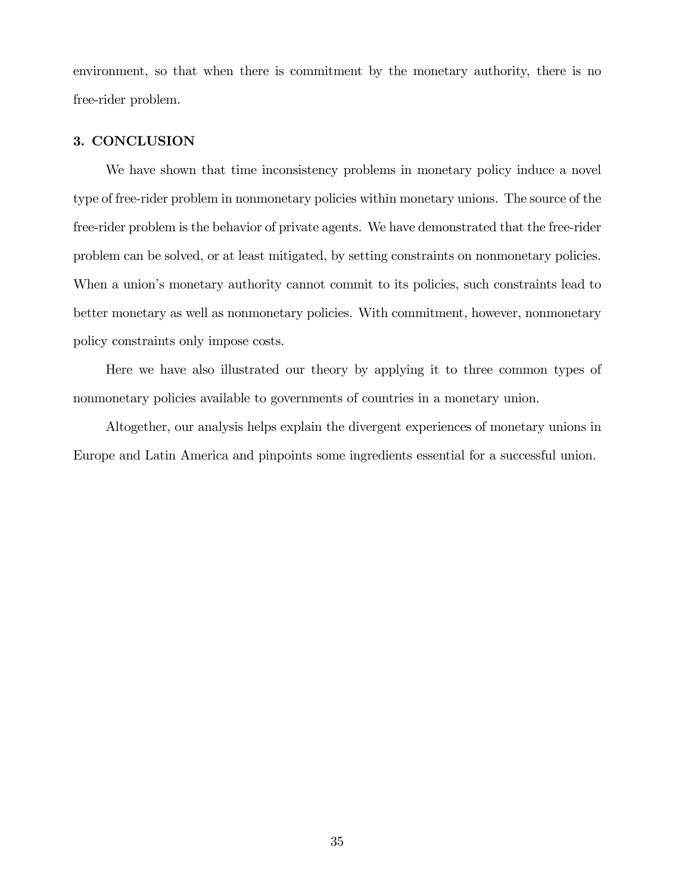environment, so that when there is commitment by the monetary authority, there is no free-rider problem.

## 3. CONCLUSION

We have shown that time inconsistency problems in monetary policy induce a novel type of free-rider problem in nonmonetary policies within monetary unions. The source of the free-rider problem is the behavior of private agents. We have demonstrated that the free-rider problem can be solved, or at least mitigated, by setting constraints on nonmonetary policies. When a union's monetary authority cannot commit to its policies, such constraints lead to better monetary as well as nonmonetary policies. With commitment, however, nonmonetary policy constraints only impose costs.

Here we have also illustrated our theory by applying it to three common types of nonmonetary policies available to governments of countries in a monetary union.

Altogether, our analysis helps explain the divergent experiences of monetary unions in Europe and Latin America and pinpoints some ingredients essential for a successful union.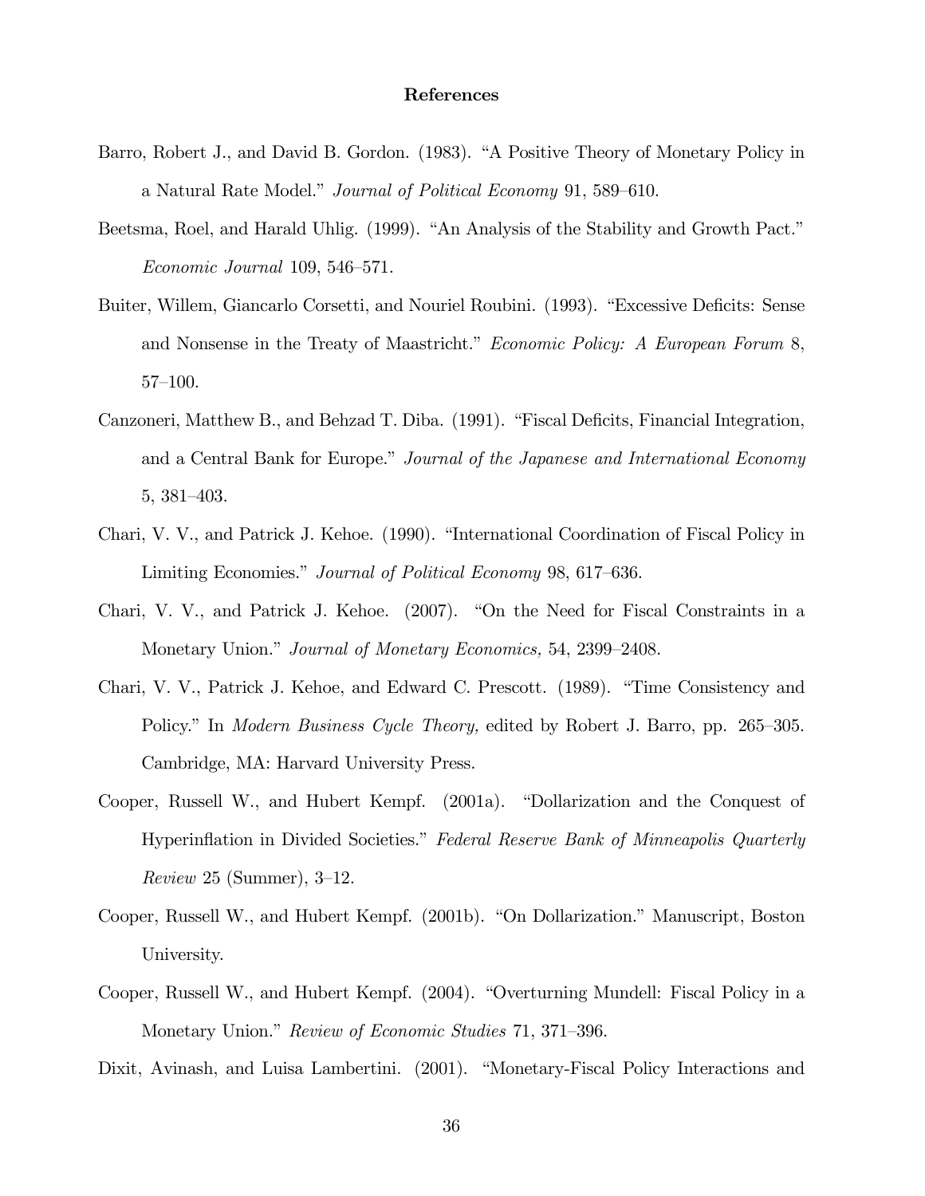## References

Barro, Robert J., and David B. Gordon. (1983). "A Positive Theory of Monetary Policy in a Natural Rate Model." *Journal of Political Economy* 91, 589–610.

Beetsma, Roel, and Harald Uhlig. (1999). "An Analysis of the Stability and Growth Pact." *Economic Journal* 109, 546–571.

Buiter, Willem, Giancarlo Corsetti, and Nouriel Roubini. (1993). "Excessive Deficits: Sense and Nonsense in the Treaty of Maastricht." *Economic Policy: A European Forum* 8, 57–100.

Canzoneri, Matthew B., and Behzad T. Diba. (1991). "Fiscal Deficits, Financial Integration, and a Central Bank for Europe." *Journal of the Japanese and International Economy* 5, 381–403.

Chari, V. V., and Patrick J. Kehoe. (1990). "International Coordination of Fiscal Policy in Limiting Economies." *Journal of Political Economy* 98, 617–636.

Chari, V. V., and Patrick J. Kehoe. (2007). "On the Need for Fiscal Constraints in a Monetary Union." *Journal of Monetary Economics,* 54, 2399–2408.

Chari, V. V., Patrick J. Kehoe, and Edward C. Prescott. (1989). "Time Consistency and Policy." In *Modern Business Cycle Theory,* edited by Robert J. Barro, pp. 265–305. Cambridge, MA: Harvard University Press.

Cooper, Russell W., and Hubert Kempf. (2001a). "Dollarization and the Conquest of Hyperinflation in Divided Societies." *Federal Reserve Bank of Minneapolis Quarterly Review* 25 (Summer), 3–12.

Cooper, Russell W., and Hubert Kempf. (2001b). "On Dollarization." Manuscript, Boston University.

Cooper, Russell W., and Hubert Kempf. (2004). "Overturning Mundell: Fiscal Policy in a Monetary Union." *Review of Economic Studies* 71, 371–396.

Dixit, Avinash, and Luisa Lambertini. (2001). "Monetary-Fiscal Policy Interactions and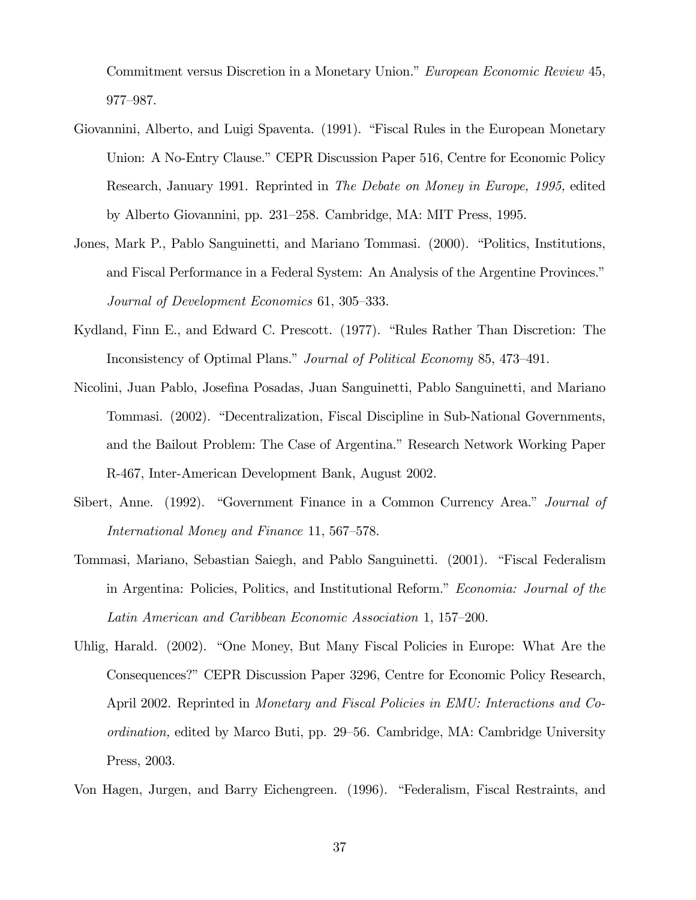Commitment versus Discretion in a Monetary Union." *European Economic Review* 45, 977–987.

Giovannini, Alberto, and Luigi Spaventa. (1991). "Fiscal Rules in the European Monetary Union: A No-Entry Clause." CEPR Discussion Paper 516, Centre for Economic Policy Research, January 1991. Reprinted in *The Debate on Money in Europe, 1995,* edited by Alberto Giovannini, pp. 231–258. Cambridge, MA: MIT Press, 1995.

Jones, Mark P., Pablo Sanguinetti, and Mariano Tommasi. (2000). "Politics, Institutions, and Fiscal Performance in a Federal System: An Analysis of the Argentine Provinces." *Journal of Development Economics* 61, 305–333.

Kydland, Finn E., and Edward C. Prescott. (1977). "Rules Rather Than Discretion: The Inconsistency of Optimal Plans." *Journal of Political Economy* 85, 473–491.

Nicolini, Juan Pablo, Josefina Posadas, Juan Sanguinetti, Pablo Sanguinetti, and Mariano Tommasi. (2002). "Decentralization, Fiscal Discipline in Sub-National Governments, and the Bailout Problem: The Case of Argentina." Research Network Working Paper R-467, Inter-American Development Bank, August 2002.

Sibert, Anne. (1992). "Government Finance in a Common Currency Area." *Journal of International Money and Finance* 11, 567–578.

Tommasi, Mariano, Sebastian Saiegh, and Pablo Sanguinetti. (2001). "Fiscal Federalism in Argentina: Policies, Politics, and Institutional Reform." *Economia: Journal of the Latin American and Caribbean Economic Association* 1, 157–200.

Uhlig, Harald. (2002). "One Money, But Many Fiscal Policies in Europe: What Are the Consequences?" CEPR Discussion Paper 3296, Centre for Economic Policy Research, April 2002. Reprinted in *Monetary and Fiscal Policies in EMU: Interactions and Coordination,* edited by Marco Buti, pp. 29–56. Cambridge, MA: Cambridge University Press, 2003.

Von Hagen, Jurgen, and Barry Eichengreen. (1996). "Federalism, Fiscal Restraints, and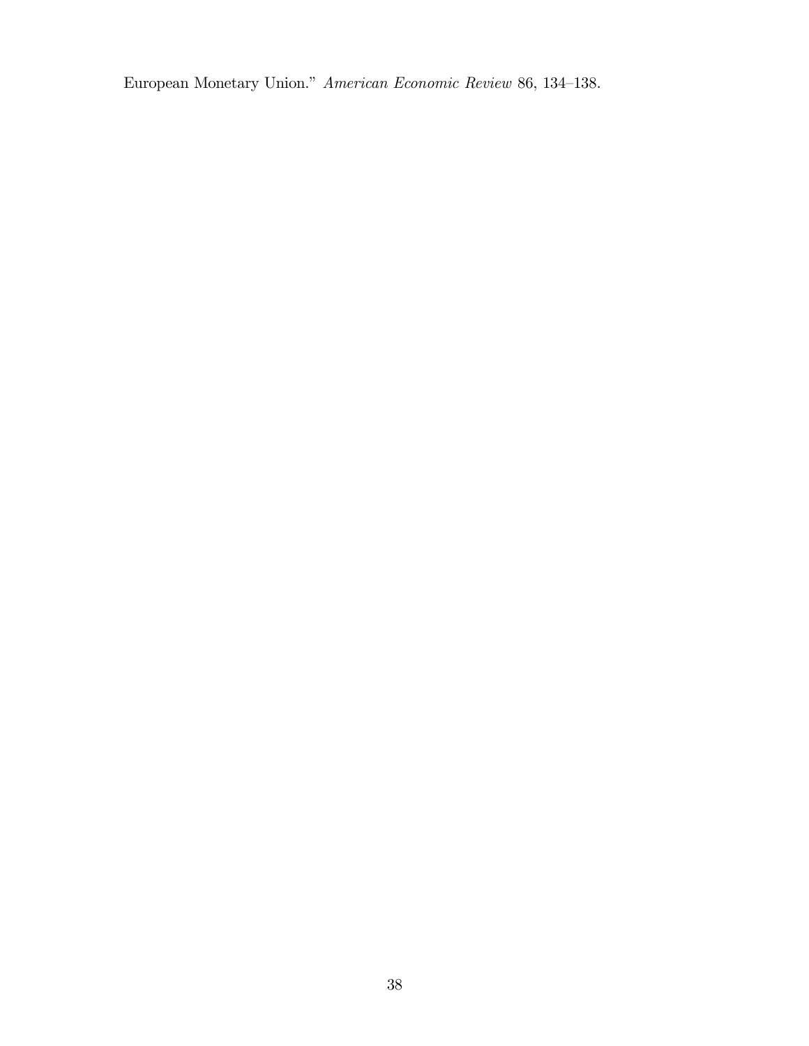European Monetary Union." *American Economic Review* 86, 134–138.